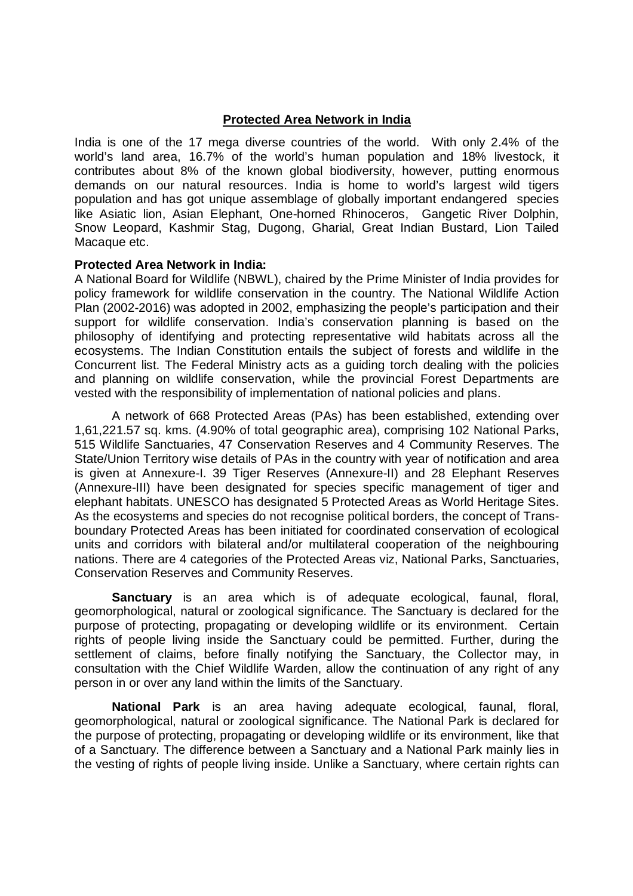## Protected Area Network in India

India is one of the 17 mega diverse countries of the world. With only 2.4% of the world's land area, 16.7% of the world's human population and 18% livestock, it contributes about 8% of the known global biodiversity, however, putting enormous demands on our natural resources. India is home to world's largest wild tigers population and has got unique assemblage of globally important endangered species like Asiatic lion, Asian Elephant, One-horned Rhinoceros, Gangetic River Dolphin, Snow Leopard, Kashmir Stag, Dugong, Gharial, Great Indian Bustard, Lion Tailed Macaque etc.

**Protected Area Network in India:**

A National Board for Wildlife (NBWL), chaired by the Prime Minister of India provides for policy framework for wildlife conservation in the country. The National Wildlife Action Plan (2002-2016) was adopted in 2002, emphasizing the people's participation and their support for wildlife conservation. India's conservation planning is based on the philosophy of identifying and protecting representative wild habitats across all the ecosystems. The Indian Constitution entails the subject of forests and wildlife in the Concurrent list. The Federal Ministry acts as a guiding torch dealing with the policies and planning on wildlife conservation, while the provincial Forest Departments are vested with the responsibility of implementation of national policies and plans.

A network of 668 Protected Areas (PAs) has been established, extending over 1,61,221.57 sq. kms. (4.90% of total geographic area), comprising 102 National Parks, 515 Wildlife Sanctuaries, 47 Conservation Reserves and 4 Community Reserves. The State/Union Territory wise details of PAs in the country with year of notification and area is given at Annexure-I. 39 Tiger Reserves (Annexure-II) and 28 Elephant Reserves (Annexure-III) have been designated for species specific management of tiger and elephant habitats. UNESCO has designated 5 Protected Areas as World Heritage Sites. As the ecosystems and species do not recognise political borders, the concept of Trans-boundary Protected Areas has been initiated for coordinated conservation of ecological units and corridors with bilateral and/or multilateral cooperation of the neighbouring nations. There are 4 categories of the Protected Areas viz, National Parks, Sanctuaries, Conservation Reserves and Community Reserves.

**Sanctuary** is an area which is of adequate ecological, faunal, floral, geomorphological, natural or zoological significance. The Sanctuary is declared for the purpose of protecting, propagating or developing wildlife or its environment. Certain rights of people living inside the Sanctuary could be permitted. Further, during the settlement of claims, before finally notifying the Sanctuary, the Collector may, in consultation with the Chief Wildlife Warden, allow the continuation of any right of any person in or over any land within the limits of the Sanctuary.

**National Park** is an area having adequate ecological, faunal, floral, geomorphological, natural or zoological significance. The National Park is declared for the purpose of protecting, propagating or developing wildlife or its environment, like that of a Sanctuary. The difference between a Sanctuary and a National Park mainly lies in the vesting of rights of people living inside. Unlike a Sanctuary, where certain rights can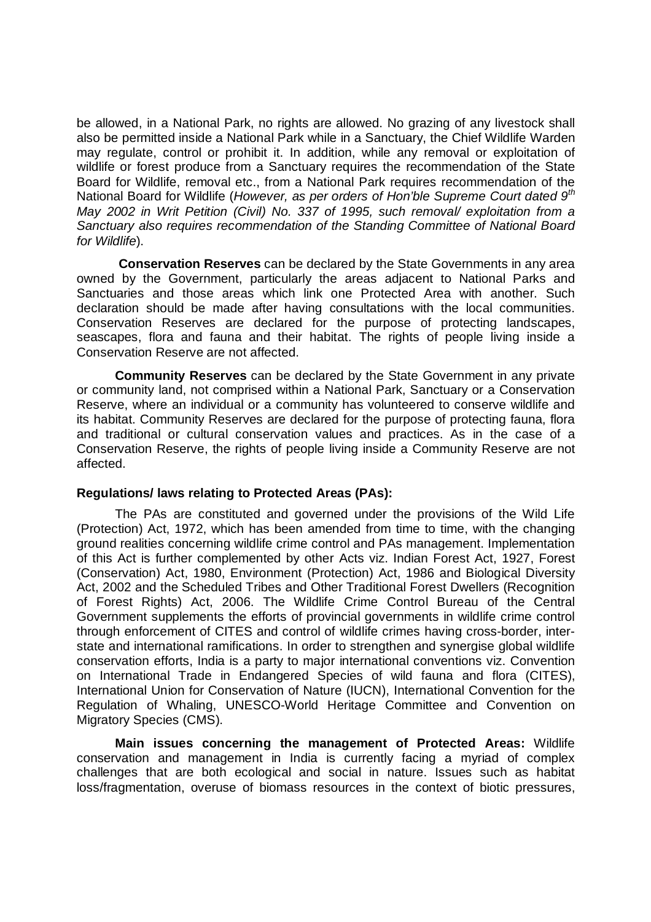be allowed, in a National Park, no rights are allowed. No grazing of any livestock shall also be permitted inside a National Park while in a Sanctuary, the Chief Wildlife Warden may regulate, control or prohibit it. In addition, while any removal or exploitation of wildlife or forest produce from a Sanctuary requires the recommendation of the State Board for Wildlife, removal etc., from a National Park requires recommendation of the National Board for Wildlife (*However, as per orders of Hon'ble Supreme Court dated 9th May 2002 in Writ Petition (Civil) No. 337 of 1995, such removal/ exploitation from a Sanctuary also requires recommendation of the Standing Committee of National Board for Wildlife*).

**Conservation Reserves** can be declared by the State Governments in any area owned by the Government, particularly the areas adjacent to National Parks and Sanctuaries and those areas which link one Protected Area with another. Such declaration should be made after having consultations with the local communities. Conservation Reserves are declared for the purpose of protecting landscapes, seascapes, flora and fauna and their habitat. The rights of people living inside a Conservation Reserve are not affected.

**Community Reserves** can be declared by the State Government in any private or community land, not comprised within a National Park, Sanctuary or a Conservation Reserve, where an individual or a community has volunteered to conserve wildlife and its habitat. Community Reserves are declared for the purpose of protecting fauna, flora and traditional or cultural conservation values and practices. As in the case of a Conservation Reserve, the rights of people living inside a Community Reserve are not affected.

**Regulations/ laws relating to Protected Areas (PAs):**

The PAs are constituted and governed under the provisions of the Wild Life (Protection) Act, 1972, which has been amended from time to time, with the changing ground realities concerning wildlife crime control and PAs management. Implementation of this Act is further complemented by other Acts viz. Indian Forest Act, 1927, Forest (Conservation) Act, 1980, Environment (Protection) Act, 1986 and Biological Diversity Act, 2002 and the Scheduled Tribes and Other Traditional Forest Dwellers (Recognition of Forest Rights) Act, 2006. The Wildlife Crime Control Bureau of the Central Government supplements the efforts of provincial governments in wildlife crime control through enforcement of CITES and control of wildlife crimes having cross-border, inter-state and international ramifications. In order to strengthen and synergise global wildlife conservation efforts, India is a party to major international conventions viz. Convention on International Trade in Endangered Species of wild fauna and flora (CITES), International Union for Conservation of Nature (IUCN), International Convention for the Regulation of Whaling, UNESCO-World Heritage Committee and Convention on Migratory Species (CMS).

**Main issues concerning the management of Protected Areas:** Wildlife conservation and management in India is currently facing a myriad of complex challenges that are both ecological and social in nature. Issues such as habitat loss/fragmentation, overuse of biomass resources in the context of biotic pressures,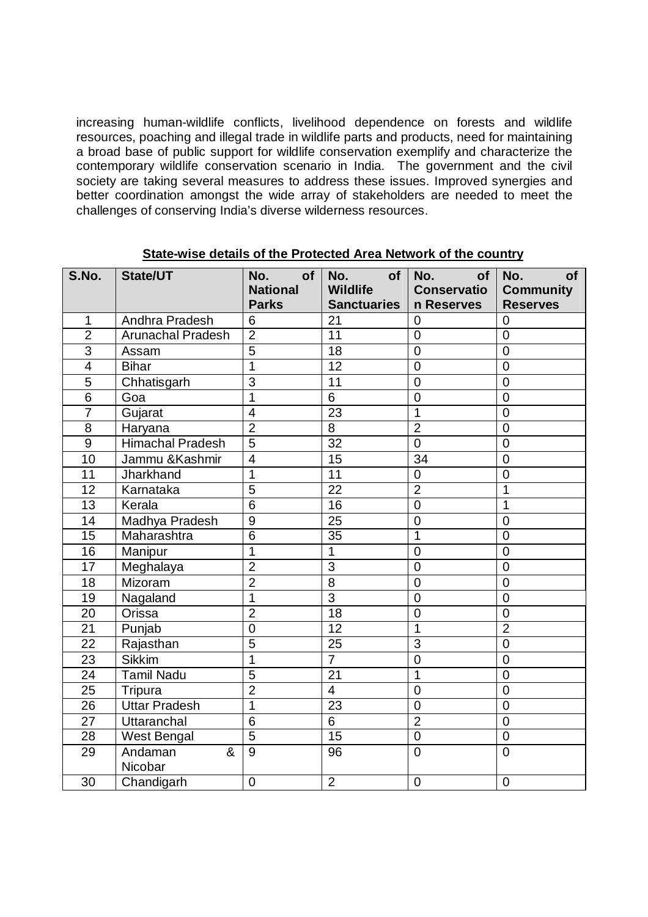increasing human-wildlife conflicts, livelihood dependence on forests and wildlife resources, poaching and illegal trade in wildlife parts and products, need for maintaining a broad base of public support for wildlife conservation exemplify and characterize the contemporary wildlife conservation scenario in India. The government and the civil society are taking several measures to address these issues. Improved synergies and better coordination amongst the wide array of stakeholders are needed to meet the challenges of conserving India's diverse wilderness resources.

**State-wise details of the Protected Area Network of the country**

| S.No. | State/UT | No. of National Parks | No. of Wildlife Sanctuaries | No. of Conservation Reserves | No. of Community Reserves |
|---|---|---|---|---|---|
| 1 | Andhra Pradesh | 6 | 21 | 0 | 0 |
| 2 | Arunachal Pradesh | 2 | 11 | 0 | 0 |
| 3 | Assam | 5 | 18 | 0 | 0 |
| 4 | Bihar | 1 | 12 | 0 | 0 |
| 5 | Chhatisgarh | 3 | 11 | 0 | 0 |
| 6 | Goa | 1 | 6 | 0 | 0 |
| 7 | Gujarat | 4 | 23 | 1 | 0 |
| 8 | Haryana | 2 | 8 | 2 | 0 |
| 9 | Himachal Pradesh | 5 | 32 | 0 | 0 |
| 10 | Jammu &Kashmir | 4 | 15 | 34 | 0 |
| 11 | Jharkhand | 1 | 11 | 0 | 0 |
| 12 | Karnataka | 5 | 22 | 2 | 1 |
| 13 | Kerala | 6 | 16 | 0 | 1 |
| 14 | Madhya Pradesh | 9 | 25 | 0 | 0 |
| 15 | Maharashtra | 6 | 35 | 1 | 0 |
| 16 | Manipur | 1 | 1 | 0 | 0 |
| 17 | Meghalaya | 2 | 3 | 0 | 0 |
| 18 | Mizoram | 2 | 8 | 0 | 0 |
| 19 | Nagaland | 1 | 3 | 0 | 0 |
| 20 | Orissa | 2 | 18 | 0 | 0 |
| 21 | Punjab | 0 | 12 | 1 | 2 |
| 22 | Rajasthan | 5 | 25 | 3 | 0 |
| 23 | Sikkim | 1 | 7 | 0 | 0 |
| 24 | Tamil Nadu | 5 | 21 | 1 | 0 |
| 25 | Tripura | 2 | 4 | 0 | 0 |
| 26 | Uttar Pradesh | 1 | 23 | 0 | 0 |
| 27 | Uttaranchal | 6 | 6 | 2 | 0 |
| 28 | West Bengal | 5 | 15 | 0 | 0 |
| 29 | Andaman & Nicobar | 9 | 96 | 0 | 0 |
| 30 | Chandigarh | 0 | 2 | 0 | 0 |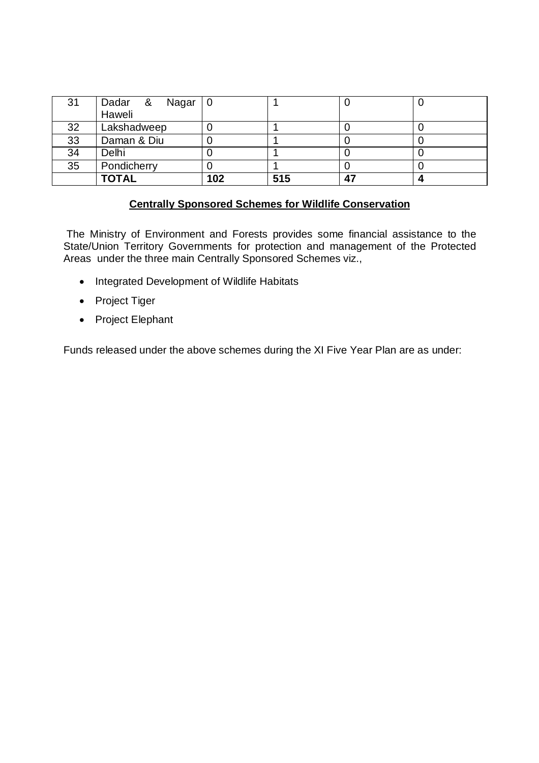| 31 | Dadar & Nagar Haweli | 0 | 1 | 0 | 0 |
|---|---|---|---|---|---|
| 32 | Lakshadweep | 0 | 1 | 0 | 0 |
| 33 | Daman & Diu | 0 | 1 | 0 | 0 |
| 34 | Delhi | 0 | 1 | 0 | 0 |
| 35 | Pondicherry | 0 | 1 | 0 | 0 |
| | **TOTAL** | **102** | **515** | **47** | **4** |

**Centrally Sponsored Schemes for Wildlife Conservation**

The Ministry of Environment and Forests provides some financial assistance to the State/Union Territory Governments for protection and management of the Protected Areas under the three main Centrally Sponsored Schemes viz.,

- Integrated Development of Wildlife Habitats
- Project Tiger
- Project Elephant

Funds released under the above schemes during the XI Five Year Plan are as under: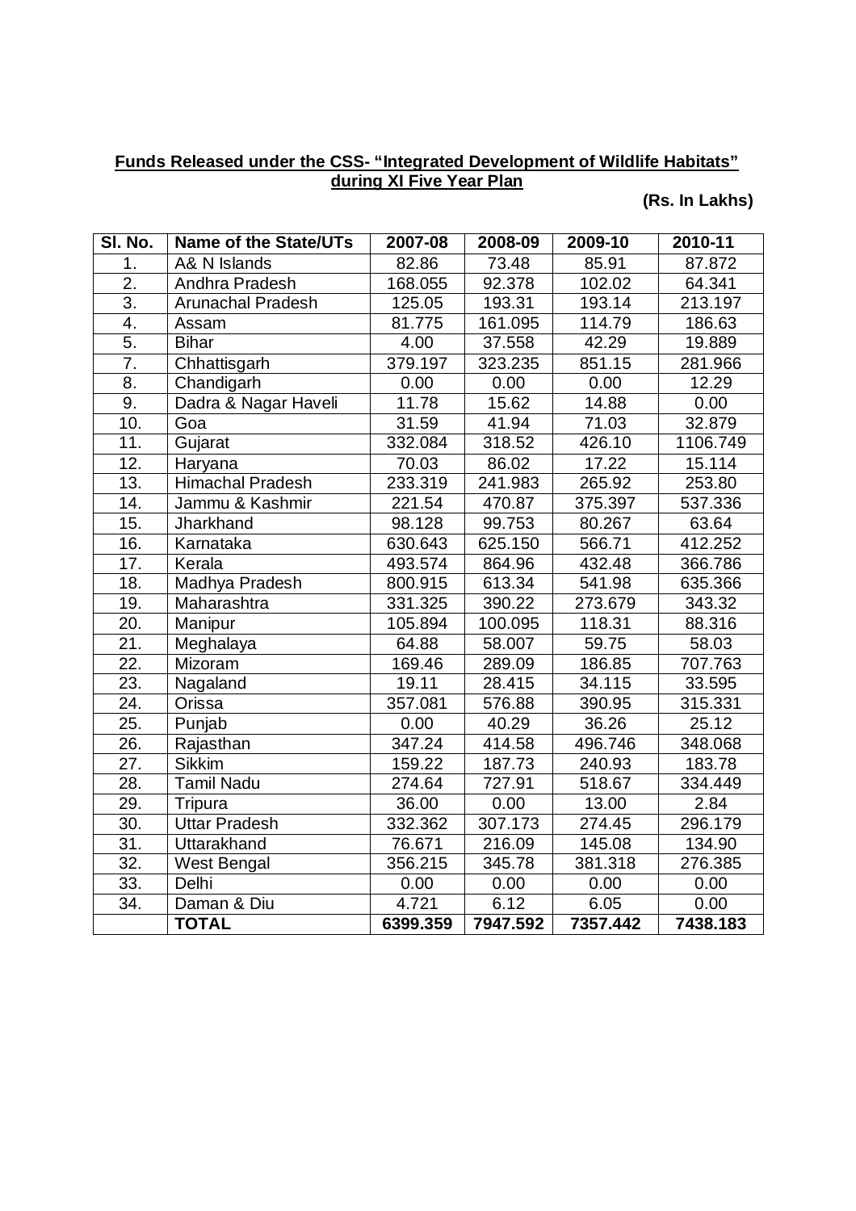**Funds Released under the CSS- "Integrated Development of Wildlife Habitats" during XI Five Year Plan**

**(Rs. In Lakhs)**

| Sl. No. | Name of the State/UTs | 2007-08 | 2008-09 | 2009-10 | 2010-11 |
|---|---|---|---|---|---|
| 1. | A& N Islands | 82.86 | 73.48 | 85.91 | 87.872 |
| 2. | Andhra Pradesh | 168.055 | 92.378 | 102.02 | 64.341 |
| 3. | Arunachal Pradesh | 125.05 | 193.31 | 193.14 | 213.197 |
| 4. | Assam | 81.775 | 161.095 | 114.79 | 186.63 |
| 5. | Bihar | 4.00 | 37.558 | 42.29 | 19.889 |
| 7. | Chhattisgarh | 379.197 | 323.235 | 851.15 | 281.966 |
| 8. | Chandigarh | 0.00 | 0.00 | 0.00 | 12.29 |
| 9. | Dadra & Nagar Haveli | 11.78 | 15.62 | 14.88 | 0.00 |
| 10. | Goa | 31.59 | 41.94 | 71.03 | 32.879 |
| 11. | Gujarat | 332.084 | 318.52 | 426.10 | 1106.749 |
| 12. | Haryana | 70.03 | 86.02 | 17.22 | 15.114 |
| 13. | Himachal Pradesh | 233.319 | 241.983 | 265.92 | 253.80 |
| 14. | Jammu & Kashmir | 221.54 | 470.87 | 375.397 | 537.336 |
| 15. | Jharkhand | 98.128 | 99.753 | 80.267 | 63.64 |
| 16. | Karnataka | 630.643 | 625.150 | 566.71 | 412.252 |
| 17. | Kerala | 493.574 | 864.96 | 432.48 | 366.786 |
| 18. | Madhya Pradesh | 800.915 | 613.34 | 541.98 | 635.366 |
| 19. | Maharashtra | 331.325 | 390.22 | 273.679 | 343.32 |
| 20. | Manipur | 105.894 | 100.095 | 118.31 | 88.316 |
| 21. | Meghalaya | 64.88 | 58.007 | 59.75 | 58.03 |
| 22. | Mizoram | 169.46 | 289.09 | 186.85 | 707.763 |
| 23. | Nagaland | 19.11 | 28.415 | 34.115 | 33.595 |
| 24. | Orissa | 357.081 | 576.88 | 390.95 | 315.331 |
| 25. | Punjab | 0.00 | 40.29 | 36.26 | 25.12 |
| 26. | Rajasthan | 347.24 | 414.58 | 496.746 | 348.068 |
| 27. | Sikkim | 159.22 | 187.73 | 240.93 | 183.78 |
| 28. | Tamil Nadu | 274.64 | 727.91 | 518.67 | 334.449 |
| 29. | Tripura | 36.00 | 0.00 | 13.00 | 2.84 |
| 30. | Uttar Pradesh | 332.362 | 307.173 | 274.45 | 296.179 |
| 31. | Uttarakhand | 76.671 | 216.09 | 145.08 | 134.90 |
| 32. | West Bengal | 356.215 | 345.78 | 381.318 | 276.385 |
| 33. | Delhi | 0.00 | 0.00 | 0.00 | 0.00 |
| 34. | Daman & Diu | 4.721 | 6.12 | 6.05 | 0.00 |
| | **TOTAL** | **6399.359** | **7947.592** | **7357.442** | **7438.183** |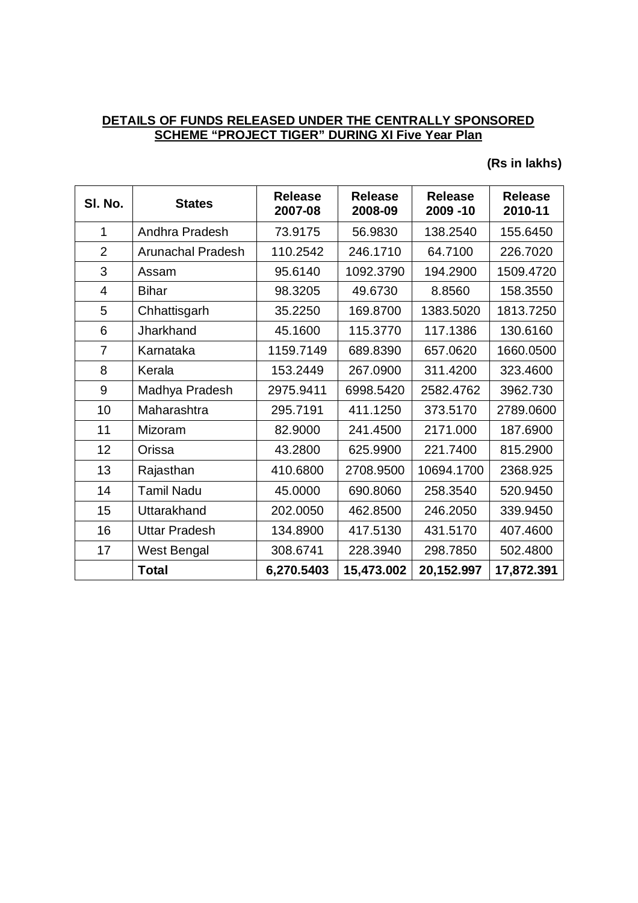**DETAILS OF FUNDS RELEASED UNDER THE CENTRALLY SPONSORED SCHEME "PROJECT TIGER" DURING XI Five Year Plan**

**(Rs in lakhs)**

| Sl. No. | States | Release 2007-08 | Release 2008-09 | Release 2009 -10 | Release 2010-11 |
|---|---|---|---|---|---|
| 1 | Andhra Pradesh | 73.9175 | 56.9830 | 138.2540 | 155.6450 |
| 2 | Arunachal Pradesh | 110.2542 | 246.1710 | 64.7100 | 226.7020 |
| 3 | Assam | 95.6140 | 1092.3790 | 194.2900 | 1509.4720 |
| 4 | Bihar | 98.3205 | 49.6730 | 8.8560 | 158.3550 |
| 5 | Chhattisgarh | 35.2250 | 169.8700 | 1383.5020 | 1813.7250 |
| 6 | Jharkhand | 45.1600 | 115.3770 | 117.1386 | 130.6160 |
| 7 | Karnataka | 1159.7149 | 689.8390 | 657.0620 | 1660.0500 |
| 8 | Kerala | 153.2449 | 267.0900 | 311.4200 | 323.4600 |
| 9 | Madhya Pradesh | 2975.9411 | 6998.5420 | 2582.4762 | 3962.730 |
| 10 | Maharashtra | 295.7191 | 411.1250 | 373.5170 | 2789.0600 |
| 11 | Mizoram | 82.9000 | 241.4500 | 2171.000 | 187.6900 |
| 12 | Orissa | 43.2800 | 625.9900 | 221.7400 | 815.2900 |
| 13 | Rajasthan | 410.6800 | 2708.9500 | 10694.1700 | 2368.925 |
| 14 | Tamil Nadu | 45.0000 | 690.8060 | 258.3540 | 520.9450 |
| 15 | Uttarakhand | 202.0050 | 462.8500 | 246.2050 | 339.9450 |
| 16 | Uttar Pradesh | 134.8900 | 417.5130 | 431.5170 | 407.4600 |
| 17 | West Bengal | 308.6741 | 228.3940 | 298.7850 | 502.4800 |
| | **Total** | **6,270.5403** | **15,473.002** | **20,152.997** | **17,872.391** |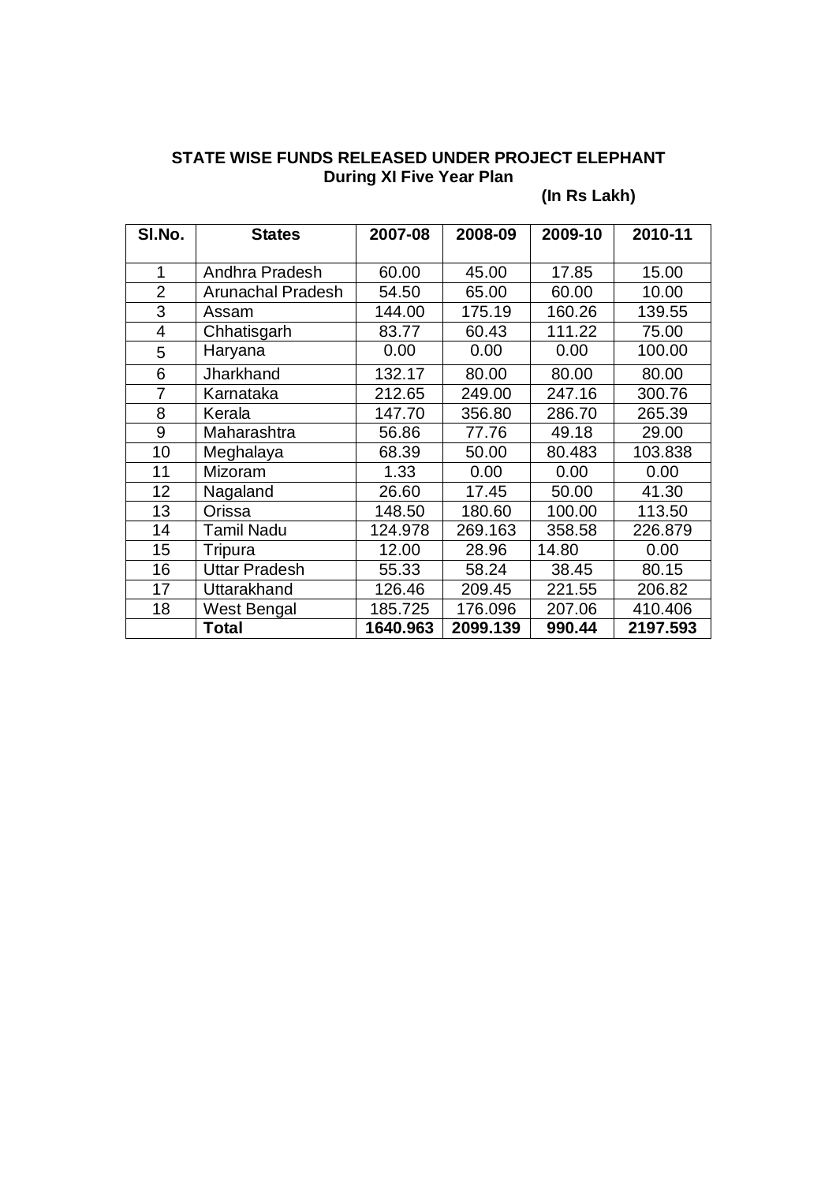**STATE WISE FUNDS RELEASED UNDER PROJECT ELEPHANT**
**During XI Five Year Plan**

**(In Rs Lakh)**

| Sl.No. | States | 2007-08 | 2008-09 | 2009-10 | 2010-11 |
|---|---|---|---|---|---|
| 1 | Andhra Pradesh | 60.00 | 45.00 | 17.85 | 15.00 |
| 2 | Arunachal Pradesh | 54.50 | 65.00 | 60.00 | 10.00 |
| 3 | Assam | 144.00 | 175.19 | 160.26 | 139.55 |
| 4 | Chhatisgarh | 83.77 | 60.43 | 111.22 | 75.00 |
| 5 | Haryana | 0.00 | 0.00 | 0.00 | 100.00 |
| 6 | Jharkhand | 132.17 | 80.00 | 80.00 | 80.00 |
| 7 | Karnataka | 212.65 | 249.00 | 247.16 | 300.76 |
| 8 | Kerala | 147.70 | 356.80 | 286.70 | 265.39 |
| 9 | Maharashtra | 56.86 | 77.76 | 49.18 | 29.00 |
| 10 | Meghalaya | 68.39 | 50.00 | 80.483 | 103.838 |
| 11 | Mizoram | 1.33 | 0.00 | 0.00 | 0.00 |
| 12 | Nagaland | 26.60 | 17.45 | 50.00 | 41.30 |
| 13 | Orissa | 148.50 | 180.60 | 100.00 | 113.50 |
| 14 | Tamil Nadu | 124.978 | 269.163 | 358.58 | 226.879 |
| 15 | Tripura | 12.00 | 28.96 | 14.80 | 0.00 |
| 16 | Uttar Pradesh | 55.33 | 58.24 | 38.45 | 80.15 |
| 17 | Uttarakhand | 126.46 | 209.45 | 221.55 | 206.82 |
| 18 | West Bengal | 185.725 | 176.096 | 207.06 | 410.406 |
| | **Total** | **1640.963** | **2099.139** | **990.44** | **2197.593** |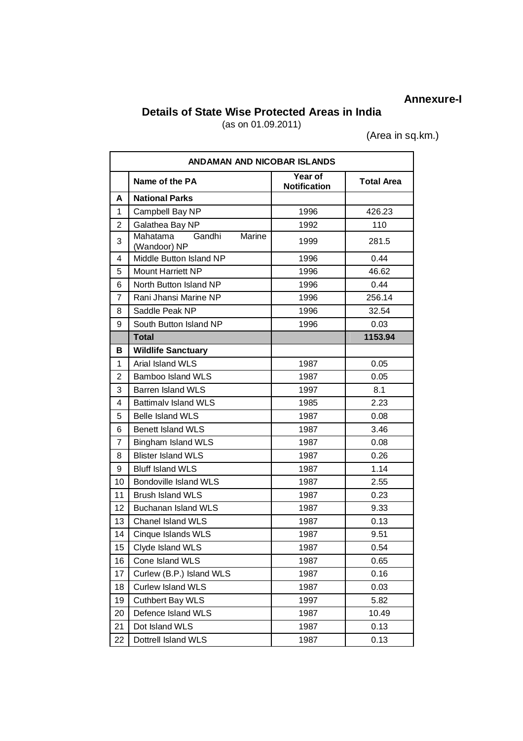**Annexure-I**

## Details of State Wise Protected Areas in India

(as on 01.09.2011)

(Area in sq.km.)

| ANDAMAN AND NICOBAR ISLANDS | | | |
|---|---|---|---|
| | **Name of the PA** | **Year of Notification** | **Total Area** |
| **A** | **National Parks** | | |
| 1 | Campbell Bay NP | 1996 | 426.23 |
| 2 | Galathea Bay NP | 1992 | 110 |
| 3 | Mahatama Gandhi Marine (Wandoor) NP | 1999 | 281.5 |
| 4 | Middle Button Island NP | 1996 | 0.44 |
| 5 | Mount Harriett NP | 1996 | 46.62 |
| 6 | North Button Island NP | 1996 | 0.44 |
| 7 | Rani Jhansi Marine NP | 1996 | 256.14 |
| 8 | Saddle Peak NP | 1996 | 32.54 |
| 9 | South Button Island NP | 1996 | 0.03 |
| | **Total** | | **1153.94** |
| **B** | **Wildlife Sanctuary** | | |
| 1 | Arial Island WLS | 1987 | 0.05 |
| 2 | Bamboo Island WLS | 1987 | 0.05 |
| 3 | Barren Island WLS | 1997 | 8.1 |
| 4 | Battimalv Island WLS | 1985 | 2.23 |
| 5 | Belle Island WLS | 1987 | 0.08 |
| 6 | Benett Island WLS | 1987 | 3.46 |
| 7 | Bingham Island WLS | 1987 | 0.08 |
| 8 | Blister Island WLS | 1987 | 0.26 |
| 9 | Bluff Island WLS | 1987 | 1.14 |
| 10 | Bondoville Island WLS | 1987 | 2.55 |
| 11 | Brush Island WLS | 1987 | 0.23 |
| 12 | Buchanan Island WLS | 1987 | 9.33 |
| 13 | Chanel Island WLS | 1987 | 0.13 |
| 14 | Cinque Islands WLS | 1987 | 9.51 |
| 15 | Clyde Island WLS | 1987 | 0.54 |
| 16 | Cone Island WLS | 1987 | 0.65 |
| 17 | Curlew (B.P.) Island WLS | 1987 | 0.16 |
| 18 | Curlew Island WLS | 1987 | 0.03 |
| 19 | Cuthbert Bay WLS | 1997 | 5.82 |
| 20 | Defence Island WLS | 1987 | 10.49 |
| 21 | Dot Island WLS | 1987 | 0.13 |
| 22 | Dottrell Island WLS | 1987 | 0.13 |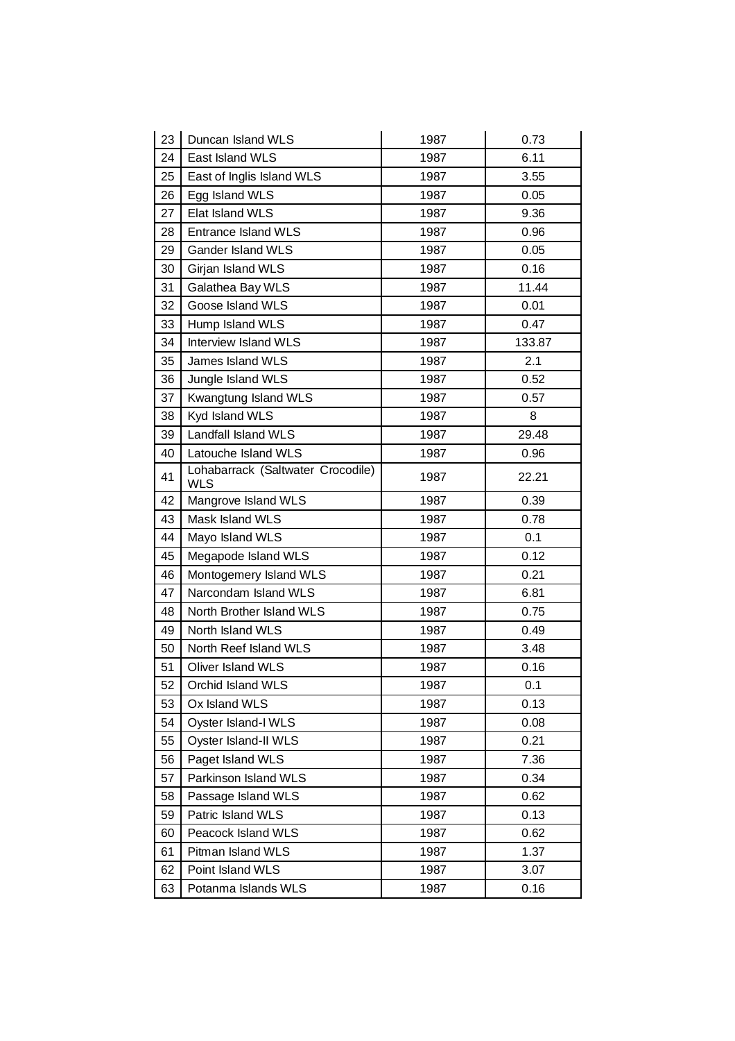| 23 | Duncan Island WLS | 1987 | 0.73 |
|---|---|---|---|
| 24 | East Island WLS | 1987 | 6.11 |
| 25 | East of Inglis Island WLS | 1987 | 3.55 |
| 26 | Egg Island WLS | 1987 | 0.05 |
| 27 | Elat Island WLS | 1987 | 9.36 |
| 28 | Entrance Island WLS | 1987 | 0.96 |
| 29 | Gander Island WLS | 1987 | 0.05 |
| 30 | Girjan Island WLS | 1987 | 0.16 |
| 31 | Galathea Bay WLS | 1987 | 11.44 |
| 32 | Goose Island WLS | 1987 | 0.01 |
| 33 | Hump Island WLS | 1987 | 0.47 |
| 34 | Interview Island WLS | 1987 | 133.87 |
| 35 | James Island WLS | 1987 | 2.1 |
| 36 | Jungle Island WLS | 1987 | 0.52 |
| 37 | Kwangtung Island WLS | 1987 | 0.57 |
| 38 | Kyd Island WLS | 1987 | 8 |
| 39 | Landfall Island WLS | 1987 | 29.48 |
| 40 | Latouche Island WLS | 1987 | 0.96 |
| 41 | Lohabarrack (Saltwater Crocodile) WLS | 1987 | 22.21 |
| 42 | Mangrove Island WLS | 1987 | 0.39 |
| 43 | Mask Island WLS | 1987 | 0.78 |
| 44 | Mayo Island WLS | 1987 | 0.1 |
| 45 | Megapode Island WLS | 1987 | 0.12 |
| 46 | Montogemery Island WLS | 1987 | 0.21 |
| 47 | Narcondam Island WLS | 1987 | 6.81 |
| 48 | North Brother Island WLS | 1987 | 0.75 |
| 49 | North Island WLS | 1987 | 0.49 |
| 50 | North Reef Island WLS | 1987 | 3.48 |
| 51 | Oliver Island WLS | 1987 | 0.16 |
| 52 | Orchid Island WLS | 1987 | 0.1 |
| 53 | Ox Island WLS | 1987 | 0.13 |
| 54 | Oyster Island-I WLS | 1987 | 0.08 |
| 55 | Oyster Island-II WLS | 1987 | 0.21 |
| 56 | Paget Island WLS | 1987 | 7.36 |
| 57 | Parkinson Island WLS | 1987 | 0.34 |
| 58 | Passage Island WLS | 1987 | 0.62 |
| 59 | Patric Island WLS | 1987 | 0.13 |
| 60 | Peacock Island WLS | 1987 | 0.62 |
| 61 | Pitman Island WLS | 1987 | 1.37 |
| 62 | Point Island WLS | 1987 | 3.07 |
| 63 | Potanma Islands WLS | 1987 | 0.16 |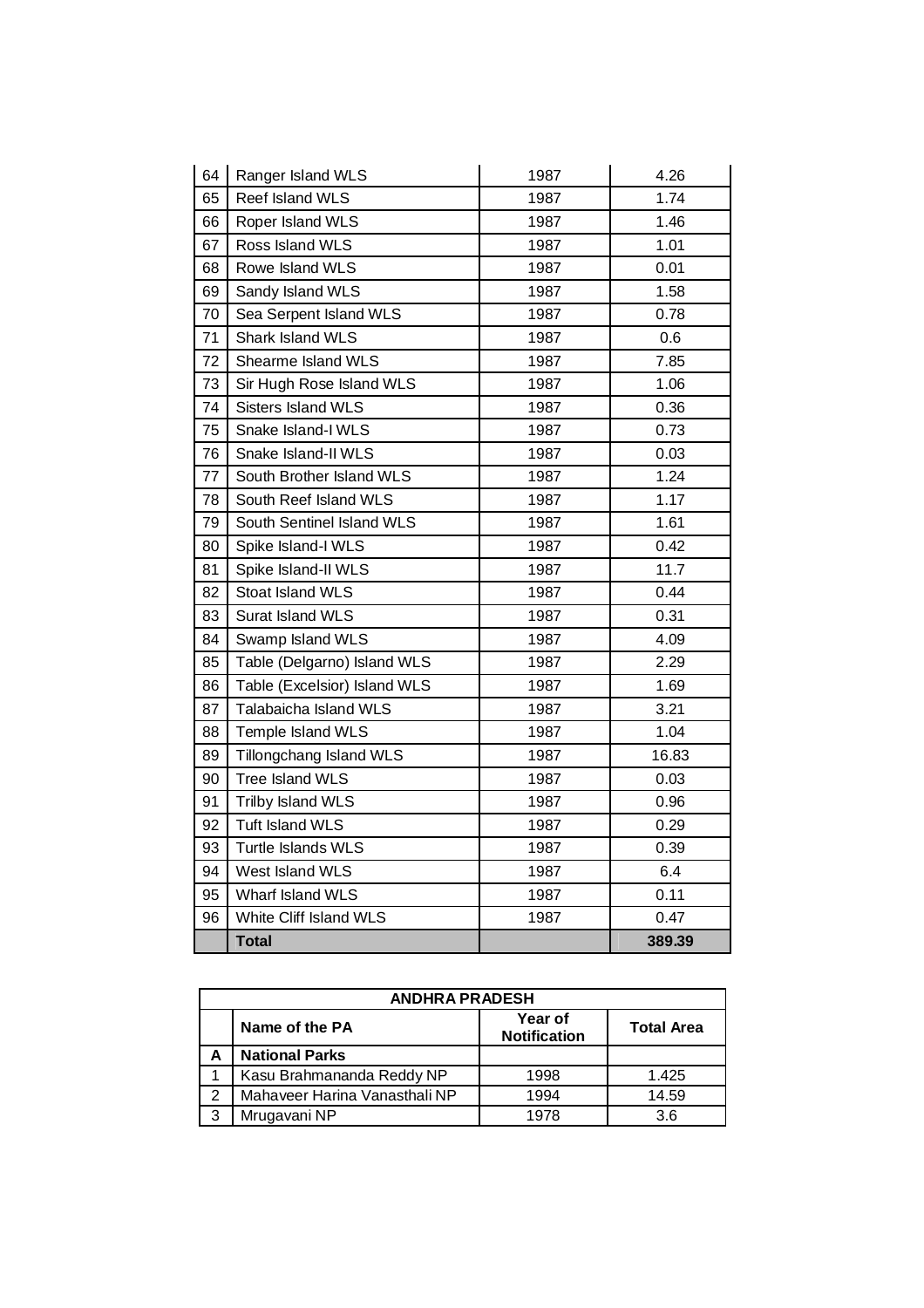| | | | |
|---|---|---|---|
| 64 | Ranger Island WLS | 1987 | 4.26 |
| 65 | Reef Island WLS | 1987 | 1.74 |
| 66 | Roper Island WLS | 1987 | 1.46 |
| 67 | Ross Island WLS | 1987 | 1.01 |
| 68 | Rowe Island WLS | 1987 | 0.01 |
| 69 | Sandy Island WLS | 1987 | 1.58 |
| 70 | Sea Serpent Island WLS | 1987 | 0.78 |
| 71 | Shark Island WLS | 1987 | 0.6 |
| 72 | Shearme Island WLS | 1987 | 7.85 |
| 73 | Sir Hugh Rose Island WLS | 1987 | 1.06 |
| 74 | Sisters Island WLS | 1987 | 0.36 |
| 75 | Snake Island-I WLS | 1987 | 0.73 |
| 76 | Snake Island-II WLS | 1987 | 0.03 |
| 77 | South Brother Island WLS | 1987 | 1.24 |
| 78 | South Reef Island WLS | 1987 | 1.17 |
| 79 | South Sentinel Island WLS | 1987 | 1.61 |
| 80 | Spike Island-I WLS | 1987 | 0.42 |
| 81 | Spike Island-II WLS | 1987 | 11.7 |
| 82 | Stoat Island WLS | 1987 | 0.44 |
| 83 | Surat Island WLS | 1987 | 0.31 |
| 84 | Swamp Island WLS | 1987 | 4.09 |
| 85 | Table (Delgarno) Island WLS | 1987 | 2.29 |
| 86 | Table (Excelsior) Island WLS | 1987 | 1.69 |
| 87 | Talabaicha Island WLS | 1987 | 3.21 |
| 88 | Temple Island WLS | 1987 | 1.04 |
| 89 | Tillongchang Island WLS | 1987 | 16.83 |
| 90 | Tree Island WLS | 1987 | 0.03 |
| 91 | Trilby Island WLS | 1987 | 0.96 |
| 92 | Tuft Island WLS | 1987 | 0.29 |
| 93 | Turtle Islands WLS | 1987 | 0.39 |
| 94 | West Island WLS | 1987 | 6.4 |
| 95 | Wharf Island WLS | 1987 | 0.11 |
| 96 | White Cliff Island WLS | 1987 | 0.47 |
| | **Total** | | **389.39** |

| **ANDHRA PRADESH** | | | |
|---|---|---|---|
| | **Name of the PA** | **Year of Notification** | **Total Area** |
| **A** | **National Parks** | | |
| 1 | Kasu Brahmananda Reddy NP | 1998 | 1.425 |
| 2 | Mahaveer Harina Vanasthali NP | 1994 | 14.59 |
| 3 | Mrugavani NP | 1978 | 3.6 |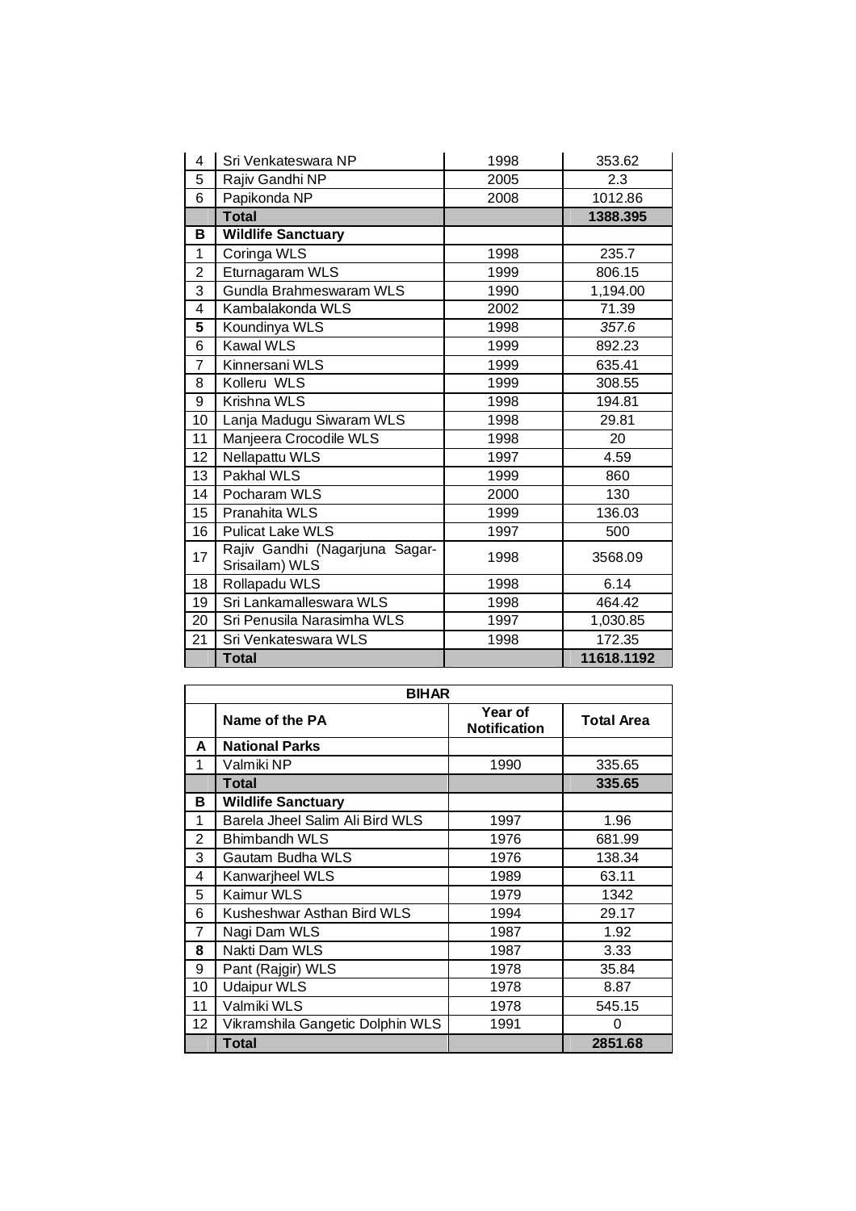| | | | |
|---|---|---|---|
| 4 | Sri Venkateswara NP | 1998 | 353.62 |
| 5 | Rajiv Gandhi NP | 2005 | 2.3 |
| 6 | Papikonda NP | 2008 | 1012.86 |
| | **Total** | | **1388.395** |
| **B** | **Wildlife Sanctuary** | | |
| 1 | Coringa WLS | 1998 | 235.7 |
| 2 | Eturnagaram WLS | 1999 | 806.15 |
| 3 | Gundla Brahmeswaram WLS | 1990 | 1,194.00 |
| 4 | Kambalakonda WLS | 2002 | 71.39 |
| **5** | Koundinya WLS | 1998 | *357.6* |
| 6 | Kawal WLS | 1999 | 892.23 |
| 7 | Kinnersani WLS | 1999 | 635.41 |
| 8 | Kolleru WLS | 1999 | 308.55 |
| 9 | Krishna WLS | 1998 | 194.81 |
| 10 | Lanja Madugu Siwaram WLS | 1998 | 29.81 |
| 11 | Manjeera Crocodile WLS | 1998 | 20 |
| 12 | Nellapattu WLS | 1997 | 4.59 |
| 13 | Pakhal WLS | 1999 | 860 |
| 14 | Pocharam WLS | 2000 | 130 |
| 15 | Pranahita WLS | 1999 | 136.03 |
| 16 | Pulicat Lake WLS | 1997 | 500 |
| 17 | Rajiv Gandhi (Nagarjuna Sagar-Srisailam) WLS | 1998 | 3568.09 |
| 18 | Rollapadu WLS | 1998 | 6.14 |
| 19 | Sri Lankamalleswara WLS | 1998 | 464.42 |
| 20 | Sri Penusila Narasimha WLS | 1997 | 1,030.85 |
| 21 | Sri Venkateswara WLS | 1998 | 172.35 |
| | **Total** | | **11618.1192** |

| **BIHAR** | | | |
|---|---|---|---|
| | **Name of the PA** | **Year of Notification** | **Total Area** |
| **A** | **National Parks** | | |
| 1 | Valmiki NP | 1990 | 335.65 |
| | **Total** | | **335.65** |
| **B** | **Wildlife Sanctuary** | | |
| 1 | Barela Jheel Salim Ali Bird WLS | 1997 | 1.96 |
| 2 | Bhimbandh WLS | 1976 | 681.99 |
| 3 | Gautam Budha WLS | 1976 | 138.34 |
| 4 | Kanwarjheel WLS | 1989 | 63.11 |
| 5 | Kaimur WLS | 1979 | 1342 |
| 6 | Kusheshwar Asthan Bird WLS | 1994 | 29.17 |
| 7 | Nagi Dam WLS | 1987 | 1.92 |
| **8** | Nakti Dam WLS | 1987 | 3.33 |
| 9 | Pant (Rajgir) WLS | 1978 | 35.84 |
| 10 | Udaipur WLS | 1978 | 8.87 |
| 11 | Valmiki WLS | 1978 | 545.15 |
| 12 | Vikramshila Gangetic Dolphin WLS | 1991 | 0 |
| | **Total** | | **2851.68** |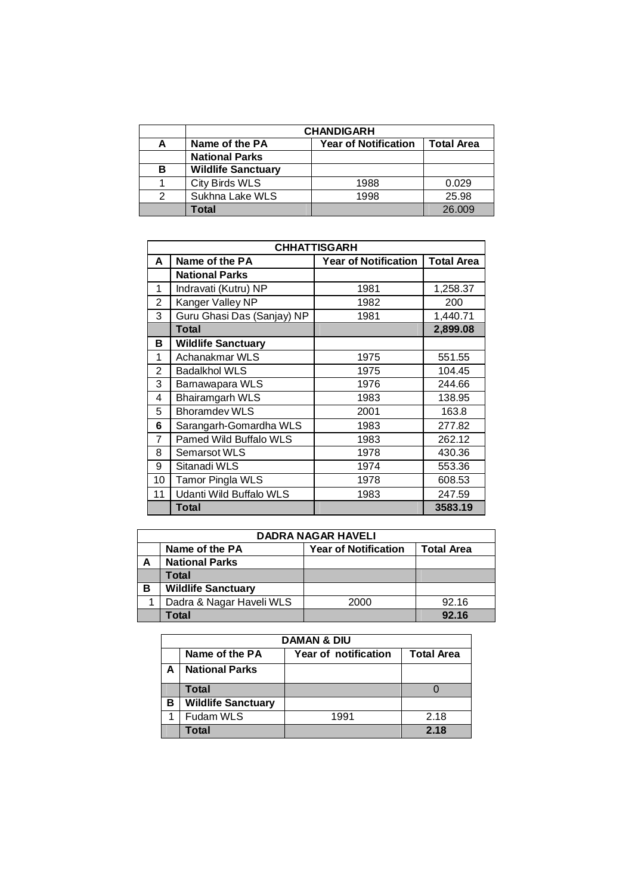| | CHANDIGARH | | |
|---|---|---|---|
| A | Name of the PA | Year of Notification | Total Area |
| | National Parks | | |
| B | Wildlife Sanctuary | | |
| 1 | City Birds WLS | 1988 | 0.029 |
| 2 | Sukhna Lake WLS | 1998 | 25.98 |
| | Total | | 26.009 |

| CHHATTISGARH | | | |
|---|---|---|---|
| A | Name of the PA | Year of Notification | Total Area |
| | National Parks | | |
| 1 | Indravati (Kutru) NP | 1981 | 1,258.37 |
| 2 | Kanger Valley NP | 1982 | 200 |
| 3 | Guru Ghasi Das (Sanjay) NP | 1981 | 1,440.71 |
| | Total | | 2,899.08 |
| B | Wildlife Sanctuary | | |
| 1 | Achanakmar WLS | 1975 | 551.55 |
| 2 | Badalkhol WLS | 1975 | 104.45 |
| 3 | Barnawapara WLS | 1976 | 244.66 |
| 4 | Bhairamgarh WLS | 1983 | 138.95 |
| 5 | Bhoramdev WLS | 2001 | 163.8 |
| 6 | Sarangarh-Gomardha WLS | 1983 | 277.82 |
| 7 | Pamed Wild Buffalo WLS | 1983 | 262.12 |
| 8 | Semarsot WLS | 1978 | 430.36 |
| 9 | Sitanadi WLS | 1974 | 553.36 |
| 10 | Tamor Pingla WLS | 1978 | 608.53 |
| 11 | Udanti Wild Buffalo WLS | 1983 | 247.59 |
| | Total | | 3583.19 |

| DADRA NAGAR HAVELI | | | |
|---|---|---|---|
| | Name of the PA | Year of Notification | Total Area |
| A | National Parks | | |
| | Total | | |
| B | Wildlife Sanctuary | | |
| 1 | Dadra & Nagar Haveli WLS | 2000 | 92.16 |
| | Total | | 92.16 |

| DAMAN & DIU | | | |
|---|---|---|---|
| | Name of the PA | Year of notification | Total Area |
| A | National Parks | | |
| | Total | | 0 |
| B | Wildlife Sanctuary | | |
| 1 | Fudam WLS | 1991 | 2.18 |
| | Total | | 2.18 |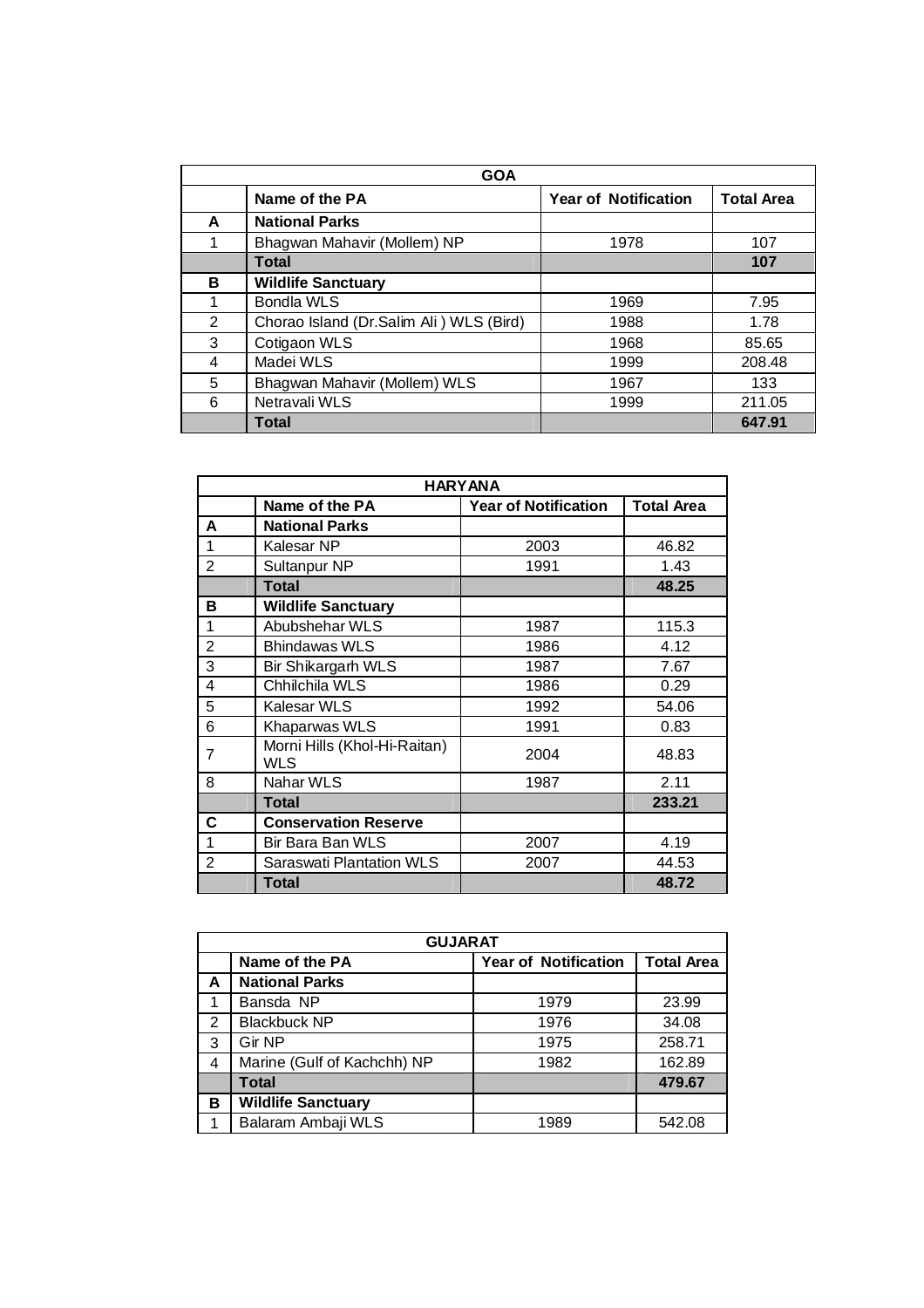| GOA | | | |
|---|---|---|---|
| | **Name of the PA** | **Year of Notification** | **Total Area** |
| **A** | **National Parks** | | |
| 1 | Bhagwan Mahavir (Mollem) NP | 1978 | 107 |
| | **Total** | | **107** |
| **B** | **Wildlife Sanctuary** | | |
| 1 | Bondla WLS | 1969 | 7.95 |
| 2 | Chorao Island (Dr.Salim Ali ) WLS (Bird) | 1988 | 1.78 |
| 3 | Cotigaon WLS | 1968 | 85.65 |
| 4 | Madei WLS | 1999 | 208.48 |
| 5 | Bhagwan Mahavir (Mollem) WLS | 1967 | 133 |
| 6 | Netravali WLS | 1999 | 211.05 |
| | **Total** | | **647.91** |

| HARYANA | | | |
|---|---|---|---|
| | **Name of the PA** | **Year of Notification** | **Total Area** |
| **A** | **National Parks** | | |
| 1 | Kalesar NP | 2003 | 46.82 |
| 2 | Sultanpur NP | 1991 | 1.43 |
| | **Total** | | **48.25** |
| **B** | **Wildlife Sanctuary** | | |
| 1 | Abubshehar WLS | 1987 | 115.3 |
| 2 | Bhindawas WLS | 1986 | 4.12 |
| 3 | Bir Shikargarh WLS | 1987 | 7.67 |
| 4 | Chhilchila WLS | 1986 | 0.29 |
| 5 | Kalesar WLS | 1992 | 54.06 |
| 6 | Khaparwas WLS | 1991 | 0.83 |
| 7 | Morni Hills (Khol-Hi-Raitan) WLS | 2004 | 48.83 |
| 8 | Nahar WLS | 1987 | 2.11 |
| | **Total** | | **233.21** |
| **C** | **Conservation Reserve** | | |
| 1 | Bir Bara Ban WLS | 2007 | 4.19 |
| 2 | Saraswati Plantation WLS | 2007 | 44.53 |
| | **Total** | | **48.72** |

| GUJARAT | | | |
|---|---|---|---|
| | **Name of the PA** | **Year of Notification** | **Total Area** |
| **A** | **National Parks** | | |
| 1 | Bansda NP | 1979 | 23.99 |
| 2 | Blackbuck NP | 1976 | 34.08 |
| 3 | Gir NP | 1975 | 258.71 |
| 4 | Marine (Gulf of Kachchh) NP | 1982 | 162.89 |
| | **Total** | | **479.67** |
| **B** | **Wildlife Sanctuary** | | |
| 1 | Balaram Ambaji WLS | 1989 | 542.08 |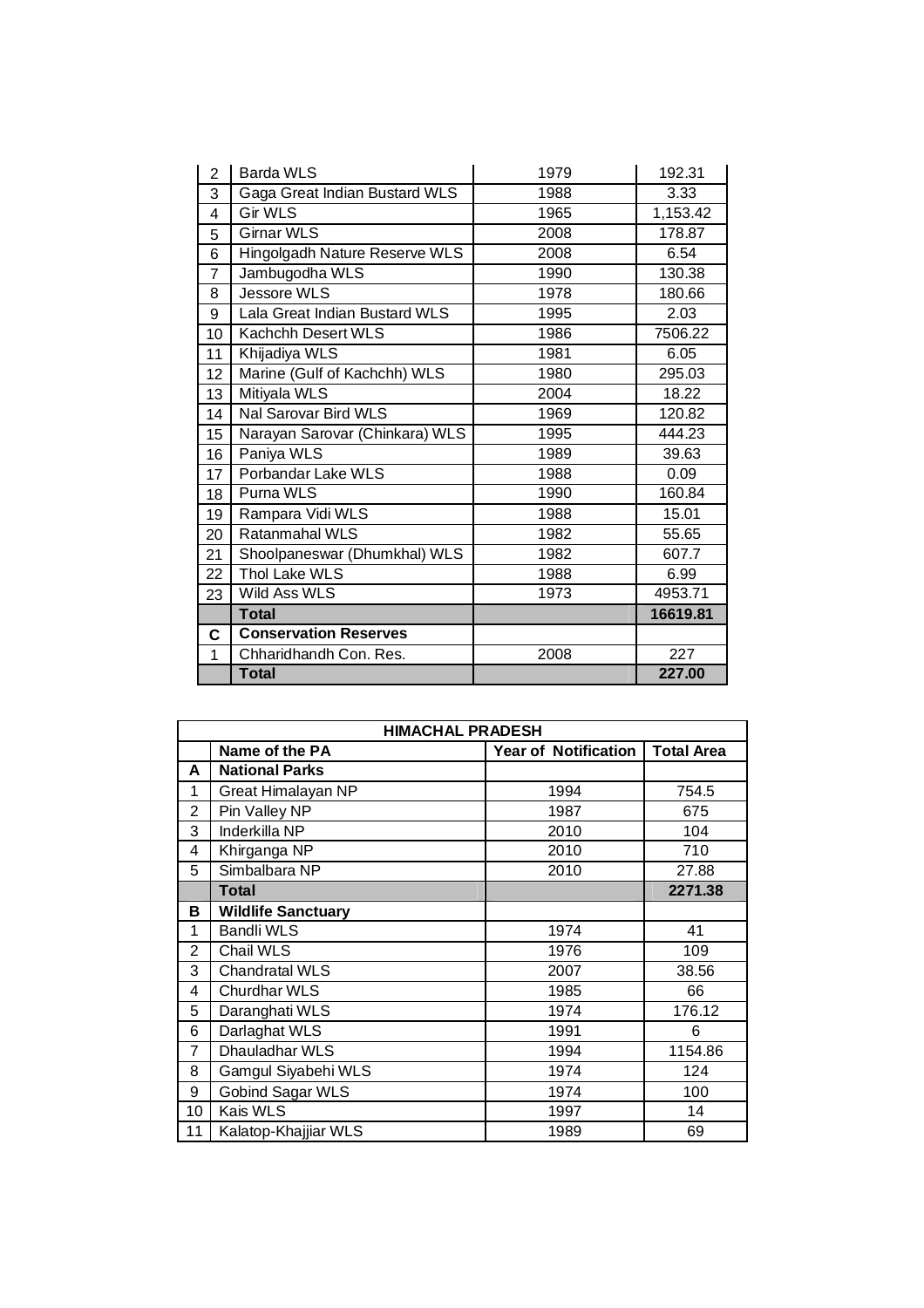| | | | |
|---|---|---|---|
| 2 | Barda WLS | 1979 | 192.31 |
| 3 | Gaga Great Indian Bustard WLS | 1988 | 3.33 |
| 4 | Gir WLS | 1965 | 1,153.42 |
| 5 | Girnar WLS | 2008 | 178.87 |
| 6 | Hingolgadh Nature Reserve WLS | 2008 | 6.54 |
| 7 | Jambugodha WLS | 1990 | 130.38 |
| 8 | Jessore WLS | 1978 | 180.66 |
| 9 | Lala Great Indian Bustard WLS | 1995 | 2.03 |
| 10 | Kachchh Desert WLS | 1986 | 7506.22 |
| 11 | Khijadiya WLS | 1981 | 6.05 |
| 12 | Marine (Gulf of Kachchh) WLS | 1980 | 295.03 |
| 13 | Mitiyala WLS | 2004 | 18.22 |
| 14 | Nal Sarovar Bird WLS | 1969 | 120.82 |
| 15 | Narayan Sarovar (Chinkara) WLS | 1995 | 444.23 |
| 16 | Paniya WLS | 1989 | 39.63 |
| 17 | Porbandar Lake WLS | 1988 | 0.09 |
| 18 | Purna WLS | 1990 | 160.84 |
| 19 | Rampara Vidi WLS | 1988 | 15.01 |
| 20 | Ratanmahal WLS | 1982 | 55.65 |
| 21 | Shoolpaneswar (Dhumkhal) WLS | 1982 | 607.7 |
| 22 | Thol Lake WLS | 1988 | 6.99 |
| 23 | Wild Ass WLS | 1973 | 4953.71 |
| | **Total** | | **16619.81** |
| **C** | **Conservation Reserves** | | |
| 1 | Chharidhandh Con. Res. | 2008 | 227 |
| | **Total** | | **227.00** |

| **HIMACHAL PRADESH** | | | |
|---|---|---|---|
| | **Name of the PA** | **Year of Notification** | **Total Area** |
| **A** | **National Parks** | | |
| 1 | Great Himalayan NP | 1994 | 754.5 |
| 2 | Pin Valley NP | 1987 | 675 |
| 3 | Inderkilla NP | 2010 | 104 |
| 4 | Khirganga NP | 2010 | 710 |
| 5 | Simbalbara NP | 2010 | 27.88 |
| | **Total** | | **2271.38** |
| **B** | **Wildlife Sanctuary** | | |
| 1 | Bandli WLS | 1974 | 41 |
| 2 | Chail WLS | 1976 | 109 |
| 3 | Chandratal WLS | 2007 | 38.56 |
| 4 | Churdhar WLS | 1985 | 66 |
| 5 | Daranghati WLS | 1974 | 176.12 |
| 6 | Darlaghat WLS | 1991 | 6 |
| 7 | Dhauladhar WLS | 1994 | 1154.86 |
| 8 | Gamgul Siyabehi WLS | 1974 | 124 |
| 9 | Gobind Sagar WLS | 1974 | 100 |
| 10 | Kais WLS | 1997 | 14 |
| 11 | Kalatop-Khajjiar WLS | 1989 | 69 |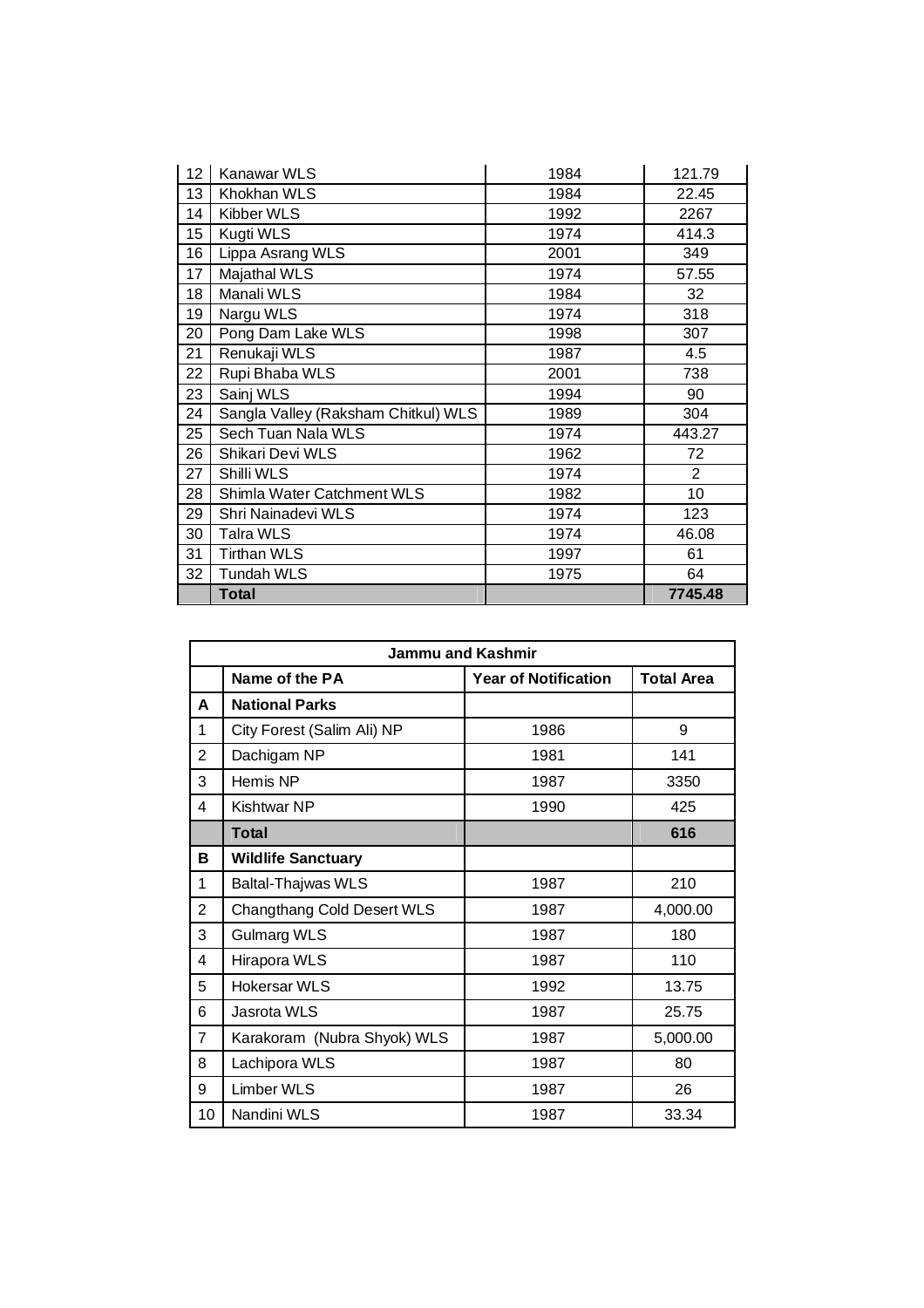| 12 | Kanawar WLS | 1984 | 121.79 |
|---|---|---|---|
| 13 | Khokhan WLS | 1984 | 22.45 |
| 14 | Kibber WLS | 1992 | 2267 |
| 15 | Kugti WLS | 1974 | 414.3 |
| 16 | Lippa Asrang WLS | 2001 | 349 |
| 17 | Majathal WLS | 1974 | 57.55 |
| 18 | Manali WLS | 1984 | 32 |
| 19 | Nargu WLS | 1974 | 318 |
| 20 | Pong Dam Lake WLS | 1998 | 307 |
| 21 | Renukaji WLS | 1987 | 4.5 |
| 22 | Rupi Bhaba WLS | 2001 | 738 |
| 23 | Sainj WLS | 1994 | 90 |
| 24 | Sangla Valley (Raksham Chitkul) WLS | 1989 | 304 |
| 25 | Sech Tuan Nala WLS | 1974 | 443.27 |
| 26 | Shikari Devi WLS | 1962 | 72 |
| 27 | Shilli WLS | 1974 | 2 |
| 28 | Shimla Water Catchment WLS | 1982 | 10 |
| 29 | Shri Nainadevi WLS | 1974 | 123 |
| 30 | Talra WLS | 1974 | 46.08 |
| 31 | Tirthan WLS | 1997 | 61 |
| 32 | Tundah WLS | 1975 | 64 |
| | **Total** | | **7745.48** |

| **Jammu and Kashmir** | | | |
|---|---|---|---|
| | **Name of the PA** | **Year of Notification** | **Total Area** |
| **A** | **National Parks** | | |
| 1 | City Forest (Salim Ali) NP | 1986 | 9 |
| 2 | Dachigam NP | 1981 | 141 |
| 3 | Hemis NP | 1987 | 3350 |
| 4 | Kishtwar NP | 1990 | 425 |
| | **Total** | | **616** |
| **B** | **Wildlife Sanctuary** | | |
| 1 | Baltal-Thajwas WLS | 1987 | 210 |
| 2 | Changthang Cold Desert WLS | 1987 | 4,000.00 |
| 3 | Gulmarg WLS | 1987 | 180 |
| 4 | Hirapora WLS | 1987 | 110 |
| 5 | Hokersar WLS | 1992 | 13.75 |
| 6 | Jasrota WLS | 1987 | 25.75 |
| 7 | Karakoram (Nubra Shyok) WLS | 1987 | 5,000.00 |
| 8 | Lachipora WLS | 1987 | 80 |
| 9 | Limber WLS | 1987 | 26 |
| 10 | Nandini WLS | 1987 | 33.34 |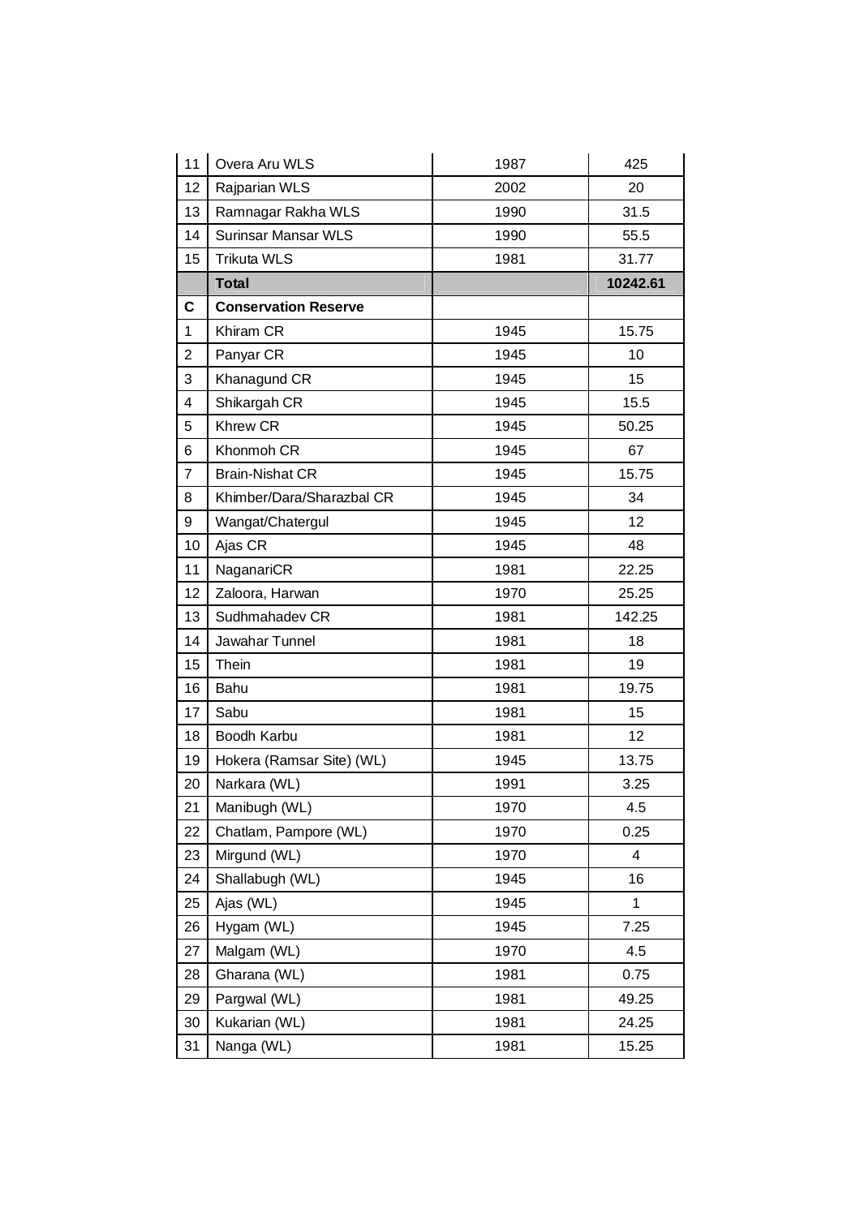| | | | |
|---|---|---|---|
| 11 | Overa Aru WLS | 1987 | 425 |
| 12 | Rajparian WLS | 2002 | 20 |
| 13 | Ramnagar Rakha WLS | 1990 | 31.5 |
| 14 | Surinsar Mansar WLS | 1990 | 55.5 |
| 15 | Trikuta WLS | 1981 | 31.77 |
| | **Total** | | **10242.61** |
| **C** | **Conservation Reserve** | | |
| 1 | Khiram CR | 1945 | 15.75 |
| 2 | Panyar CR | 1945 | 10 |
| 3 | Khanagund CR | 1945 | 15 |
| 4 | Shikargah CR | 1945 | 15.5 |
| 5 | Khrew CR | 1945 | 50.25 |
| 6 | Khonmoh CR | 1945 | 67 |
| 7 | Brain-Nishat CR | 1945 | 15.75 |
| 8 | Khimber/Dara/Sharazbal CR | 1945 | 34 |
| 9 | Wangat/Chatergul | 1945 | 12 |
| 10 | Ajas CR | 1945 | 48 |
| 11 | NaganariCR | 1981 | 22.25 |
| 12 | Zaloora, Harwan | 1970 | 25.25 |
| 13 | Sudhmahadev CR | 1981 | 142.25 |
| 14 | Jawahar Tunnel | 1981 | 18 |
| 15 | Thein | 1981 | 19 |
| 16 | Bahu | 1981 | 19.75 |
| 17 | Sabu | 1981 | 15 |
| 18 | Boodh Karbu | 1981 | 12 |
| 19 | Hokera (Ramsar Site) (WL) | 1945 | 13.75 |
| 20 | Narkara (WL) | 1991 | 3.25 |
| 21 | Manibugh (WL) | 1970 | 4.5 |
| 22 | Chatlam, Pampore (WL) | 1970 | 0.25 |
| 23 | Mirgund (WL) | 1970 | 4 |
| 24 | Shallabugh (WL) | 1945 | 16 |
| 25 | Ajas (WL) | 1945 | 1 |
| 26 | Hygam (WL) | 1945 | 7.25 |
| 27 | Malgam (WL) | 1970 | 4.5 |
| 28 | Gharana (WL) | 1981 | 0.75 |
| 29 | Pargwal (WL) | 1981 | 49.25 |
| 30 | Kukarian (WL) | 1981 | 24.25 |
| 31 | Nanga (WL) | 1981 | 15.25 |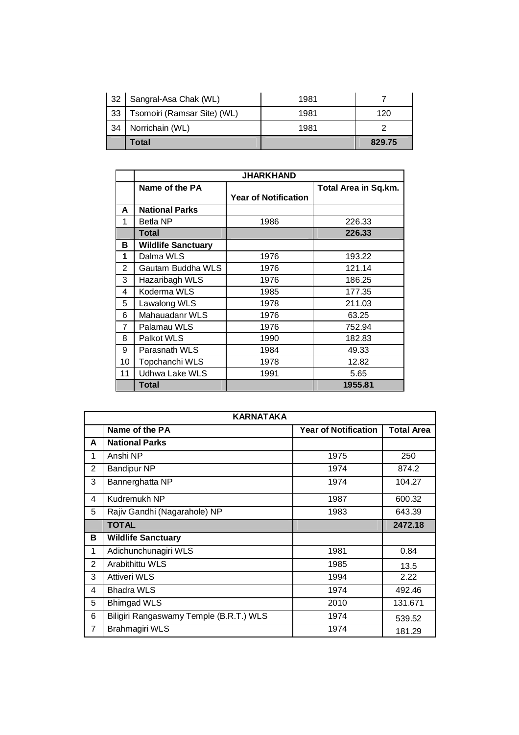| | | | |
|---|---|---|---|
| 32 | Sangral-Asa Chak (WL) | 1981 | 7 |
| 33 | Tsomoiri (Ramsar Site) (WL) | 1981 | 120 |
| 34 | Norrichain (WL) | 1981 | 2 |
| | **Total** | | **829.75** |

| | **JHARKHAND** | | |
|---|---|---|---|
| | **Name of the PA** | **Year of Notification** | **Total Area in Sq.km.** |
| **A** | **National Parks** | | |
| 1 | Betla NP | 1986 | 226.33 |
| | **Total** | | **226.33** |
| **B** | **Wildlife Sanctuary** | | |
| **1** | Dalma WLS | 1976 | 193.22 |
| 2 | Gautam Buddha WLS | 1976 | 121.14 |
| 3 | Hazaribagh WLS | 1976 | 186.25 |
| 4 | Koderma WLS | 1985 | 177.35 |
| 5 | Lawalong WLS | 1978 | 211.03 |
| 6 | Mahauadanr WLS | 1976 | 63.25 |
| 7 | Palamau WLS | 1976 | 752.94 |
| 8 | Palkot WLS | 1990 | 182.83 |
| 9 | Parasnath WLS | 1984 | 49.33 |
| 10 | Topchanchi WLS | 1978 | 12.82 |
| 11 | Udhwa Lake WLS | 1991 | 5.65 |
| | **Total** | | **1955.81** |

| | **KARNATAKA** | | |
|---|---|---|---|
| | **Name of the PA** | **Year of Notification** | **Total Area** |
| **A** | **National Parks** | | |
| 1 | Anshi NP | 1975 | 250 |
| 2 | Bandipur NP | 1974 | 874.2 |
| 3 | Bannerghatta NP | 1974 | 104.27 |
| 4 | Kudremukh NP | 1987 | 600.32 |
| 5 | Rajiv Gandhi (Nagarahole) NP | 1983 | 643.39 |
| | **TOTAL** | | **2472.18** |
| **B** | **Wildlife Sanctuary** | | |
| 1 | Adichunchunagiri WLS | 1981 | 0.84 |
| 2 | Arabithittu WLS | 1985 | 13.5 |
| 3 | Attiveri WLS | 1994 | 2.22 |
| 4 | Bhadra WLS | 1974 | 492.46 |
| 5 | Bhimgad WLS | 2010 | 131.671 |
| 6 | Biligiri Rangaswamy Temple (B.R.T.) WLS | 1974 | 539.52 |
| 7 | Brahmagiri WLS | 1974 | 181.29 |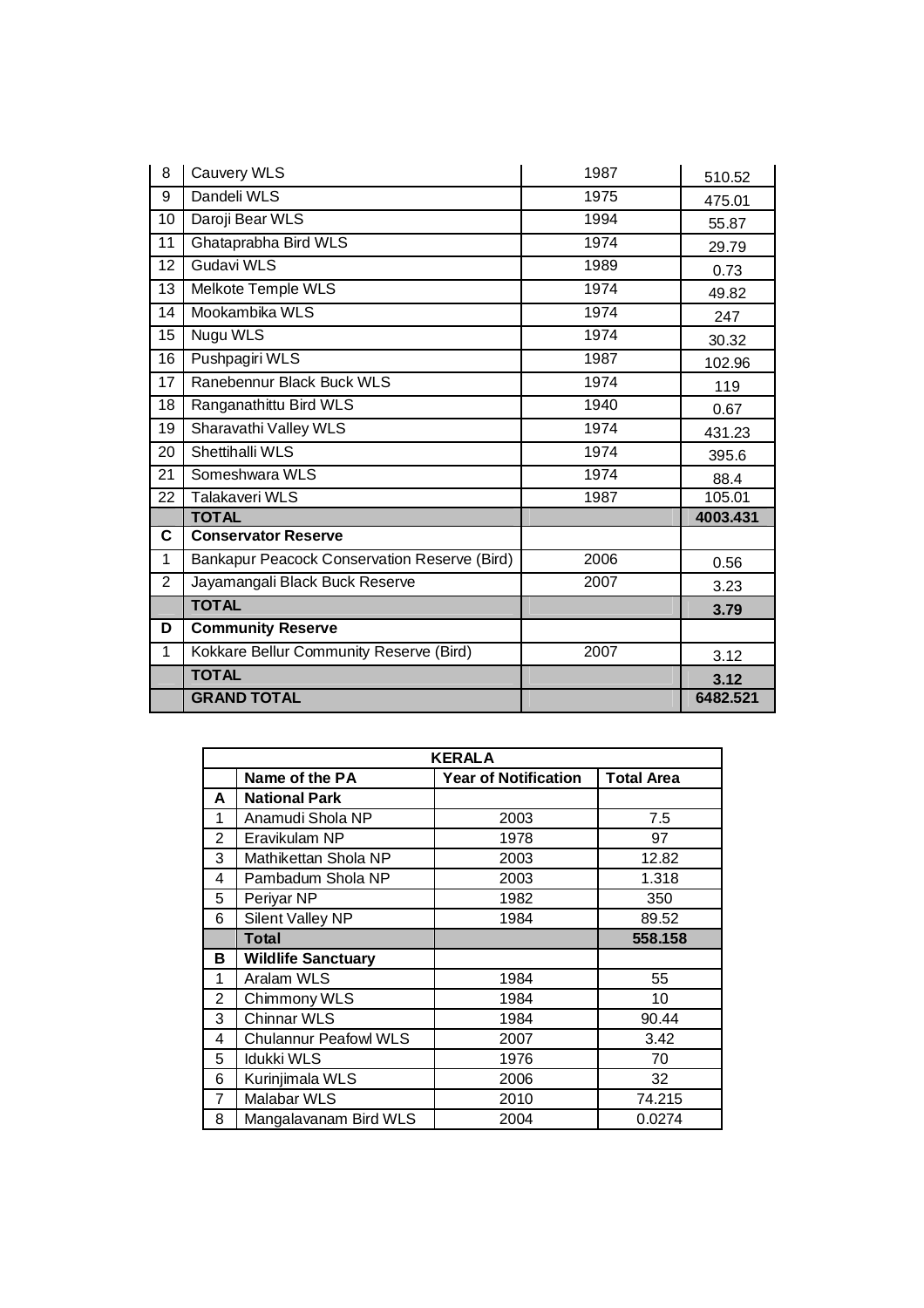| 8 | Cauvery WLS | 1987 | 510.52 |
|---|---|---|---|
| 9 | Dandeli WLS | 1975 | 475.01 |
| 10 | Daroji Bear WLS | 1994 | 55.87 |
| 11 | Ghataprabha Bird WLS | 1974 | 29.79 |
| 12 | Gudavi WLS | 1989 | 0.73 |
| 13 | Melkote Temple WLS | 1974 | 49.82 |
| 14 | Mookambika WLS | 1974 | 247 |
| 15 | Nugu WLS | 1974 | 30.32 |
| 16 | Pushpagiri WLS | 1987 | 102.96 |
| 17 | Ranebennur Black Buck WLS | 1974 | 119 |
| 18 | Ranganathittu Bird WLS | 1940 | 0.67 |
| 19 | Sharavathi Valley WLS | 1974 | 431.23 |
| 20 | Shettihalli WLS | 1974 | 395.6 |
| 21 | Someshwara WLS | 1974 | 88.4 |
| 22 | Talakaveri WLS | 1987 | 105.01 |
| | **TOTAL** | | **4003.431** |
| **C** | **Conservator Reserve** | | |
| 1 | Bankapur Peacock Conservation Reserve (Bird) | 2006 | 0.56 |
| 2 | Jayamangali Black Buck Reserve | 2007 | 3.23 |
| | **TOTAL** | | **3.79** |
| **D** | **Community Reserve** | | |
| 1 | Kokkare Bellur Community Reserve (Bird) | 2007 | 3.12 |
| | **TOTAL** | | **3.12** |
| | **GRAND TOTAL** | | **6482.521** |

| **KERALA** | | | |
|---|---|---|---|
| | **Name of the PA** | **Year of Notification** | **Total Area** |
| **A** | **National Park** | | |
| 1 | Anamudi Shola NP | 2003 | 7.5 |
| 2 | Eravikulam NP | 1978 | 97 |
| 3 | Mathikettan Shola NP | 2003 | 12.82 |
| 4 | Pambadum Shola NP | 2003 | 1.318 |
| 5 | Periyar NP | 1982 | 350 |
| 6 | Silent Valley NP | 1984 | 89.52 |
| | **Total** | | **558.158** |
| **B** | **Wildlife Sanctuary** | | |
| 1 | Aralam WLS | 1984 | 55 |
| 2 | Chimmony WLS | 1984 | 10 |
| 3 | Chinnar WLS | 1984 | 90.44 |
| 4 | Chulannur Peafowl WLS | 2007 | 3.42 |
| 5 | Idukki WLS | 1976 | 70 |
| 6 | Kurinjimala WLS | 2006 | 32 |
| 7 | Malabar WLS | 2010 | 74.215 |
| 8 | Mangalavanam Bird WLS | 2004 | 0.0274 |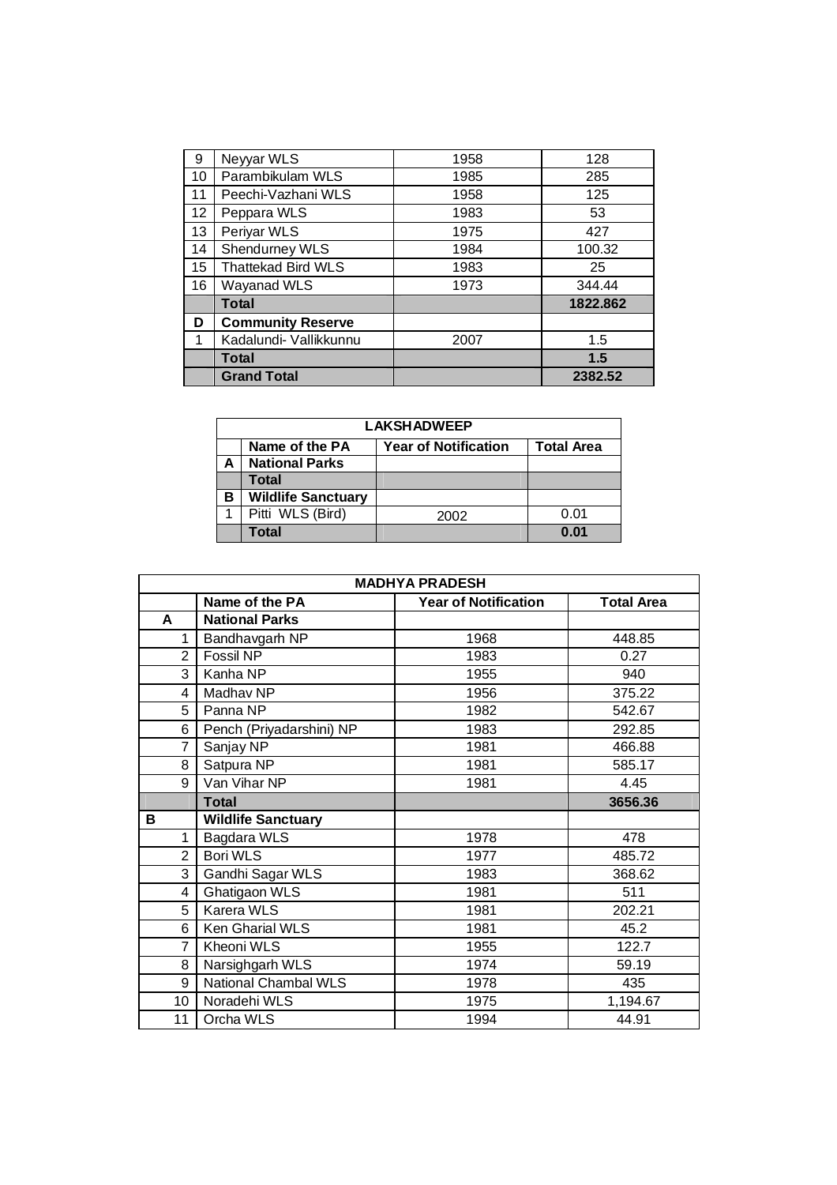| | | | |
|---|---|---|---|
| 9 | Neyyar WLS | 1958 | 128 |
| 10 | Parambikulam WLS | 1985 | 285 |
| 11 | Peechi-Vazhani WLS | 1958 | 125 |
| 12 | Peppara WLS | 1983 | 53 |
| 13 | Periyar WLS | 1975 | 427 |
| 14 | Shendurney WLS | 1984 | 100.32 |
| 15 | Thattekad Bird WLS | 1983 | 25 |
| 16 | Wayanad WLS | 1973 | 344.44 |
| | **Total** | | **1822.862** |
| **D** | **Community Reserve** | | |
| 1 | Kadalundi- Vallikkunnu | 2007 | 1.5 |
| | **Total** | | **1.5** |
| | **Grand Total** | | **2382.52** |

| **LAKSHADWEEP** | | | |
|---|---|---|---|
| | **Name of the PA** | **Year of Notification** | **Total Area** |
| **A** | **National Parks** | | |
| | **Total** | | |
| **B** | **Wildlife Sanctuary** | | |
| 1 | Pitti WLS (Bird) | 2002 | 0.01 |
| | **Total** | | **0.01** |

| **MADHYA PRADESH** | | | |
|---|---|---|---|
| | **Name of the PA** | **Year of Notification** | **Total Area** |
| **A** | **National Parks** | | |
| 1 | Bandhavgarh NP | 1968 | 448.85 |
| 2 | Fossil NP | 1983 | 0.27 |
| 3 | Kanha NP | 1955 | 940 |
| 4 | Madhav NP | 1956 | 375.22 |
| 5 | Panna NP | 1982 | 542.67 |
| 6 | Pench (Priyadarshini) NP | 1983 | 292.85 |
| 7 | Sanjay NP | 1981 | 466.88 |
| 8 | Satpura NP | 1981 | 585.17 |
| 9 | Van Vihar NP | 1981 | 4.45 |
| | **Total** | | **3656.36** |
| **B** | **Wildlife Sanctuary** | | |
| 1 | Bagdara WLS | 1978 | 478 |
| 2 | Bori WLS | 1977 | 485.72 |
| 3 | Gandhi Sagar WLS | 1983 | 368.62 |
| 4 | Ghatigaon WLS | 1981 | 511 |
| 5 | Karera WLS | 1981 | 202.21 |
| 6 | Ken Gharial WLS | 1981 | 45.2 |
| 7 | Kheoni WLS | 1955 | 122.7 |
| 8 | Narsighgarh WLS | 1974 | 59.19 |
| 9 | National Chambal WLS | 1978 | 435 |
| 10 | Noradehi WLS | 1975 | 1,194.67 |
| 11 | Orcha WLS | 1994 | 44.91 |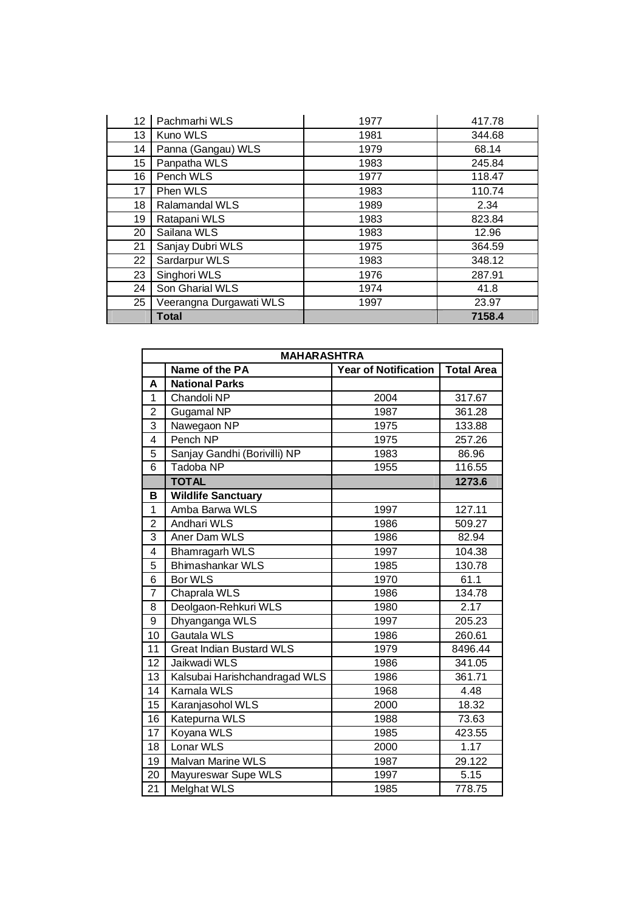| | | | |
|---|---|---|---|
| 12 | Pachmarhi WLS | 1977 | 417.78 |
| 13 | Kuno WLS | 1981 | 344.68 |
| 14 | Panna (Gangau) WLS | 1979 | 68.14 |
| 15 | Panpatha WLS | 1983 | 245.84 |
| 16 | Pench WLS | 1977 | 118.47 |
| 17 | Phen WLS | 1983 | 110.74 |
| 18 | Ralamandal WLS | 1989 | 2.34 |
| 19 | Ratapani WLS | 1983 | 823.84 |
| 20 | Sailana WLS | 1983 | 12.96 |
| 21 | Sanjay Dubri WLS | 1975 | 364.59 |
| 22 | Sardarpur WLS | 1983 | 348.12 |
| 23 | Singhori WLS | 1976 | 287.91 |
| 24 | Son Gharial WLS | 1974 | 41.8 |
| 25 | Veerangna Durgawati WLS | 1997 | 23.97 |
| | **Total** | | **7158.4** |

| **MAHARASHTRA** | | | |
|---|---|---|---|
| | **Name of the PA** | **Year of Notification** | **Total Area** |
| **A** | **National Parks** | | |
| 1 | Chandoli NP | 2004 | 317.67 |
| 2 | Gugamal NP | 1987 | 361.28 |
| 3 | Nawegaon NP | 1975 | 133.88 |
| 4 | Pench NP | 1975 | 257.26 |
| 5 | Sanjay Gandhi (Borivilli) NP | 1983 | 86.96 |
| 6 | Tadoba NP | 1955 | 116.55 |
| | **TOTAL** | | **1273.6** |
| **B** | **Wildlife Sanctuary** | | |
| 1 | Amba Barwa WLS | 1997 | 127.11 |
| 2 | Andhari WLS | 1986 | 509.27 |
| 3 | Aner Dam WLS | 1986 | 82.94 |
| 4 | Bhamragarh WLS | 1997 | 104.38 |
| 5 | Bhimashankar WLS | 1985 | 130.78 |
| 6 | Bor WLS | 1970 | 61.1 |
| 7 | Chaprala WLS | 1986 | 134.78 |
| 8 | Deolgaon-Rehkuri WLS | 1980 | 2.17 |
| 9 | Dhyanganga WLS | 1997 | 205.23 |
| 10 | Gautala WLS | 1986 | 260.61 |
| 11 | Great Indian Bustard WLS | 1979 | 8496.44 |
| 12 | Jaikwadi WLS | 1986 | 341.05 |
| 13 | Kalsubai Harishchandragad WLS | 1986 | 361.71 |
| 14 | Karnala WLS | 1968 | 4.48 |
| 15 | Karanjasohol WLS | 2000 | 18.32 |
| 16 | Katepurna WLS | 1988 | 73.63 |
| 17 | Koyana WLS | 1985 | 423.55 |
| 18 | Lonar WLS | 2000 | 1.17 |
| 19 | Malvan Marine WLS | 1987 | 29.122 |
| 20 | Mayureswar Supe WLS | 1997 | 5.15 |
| 21 | Melghat WLS | 1985 | 778.75 |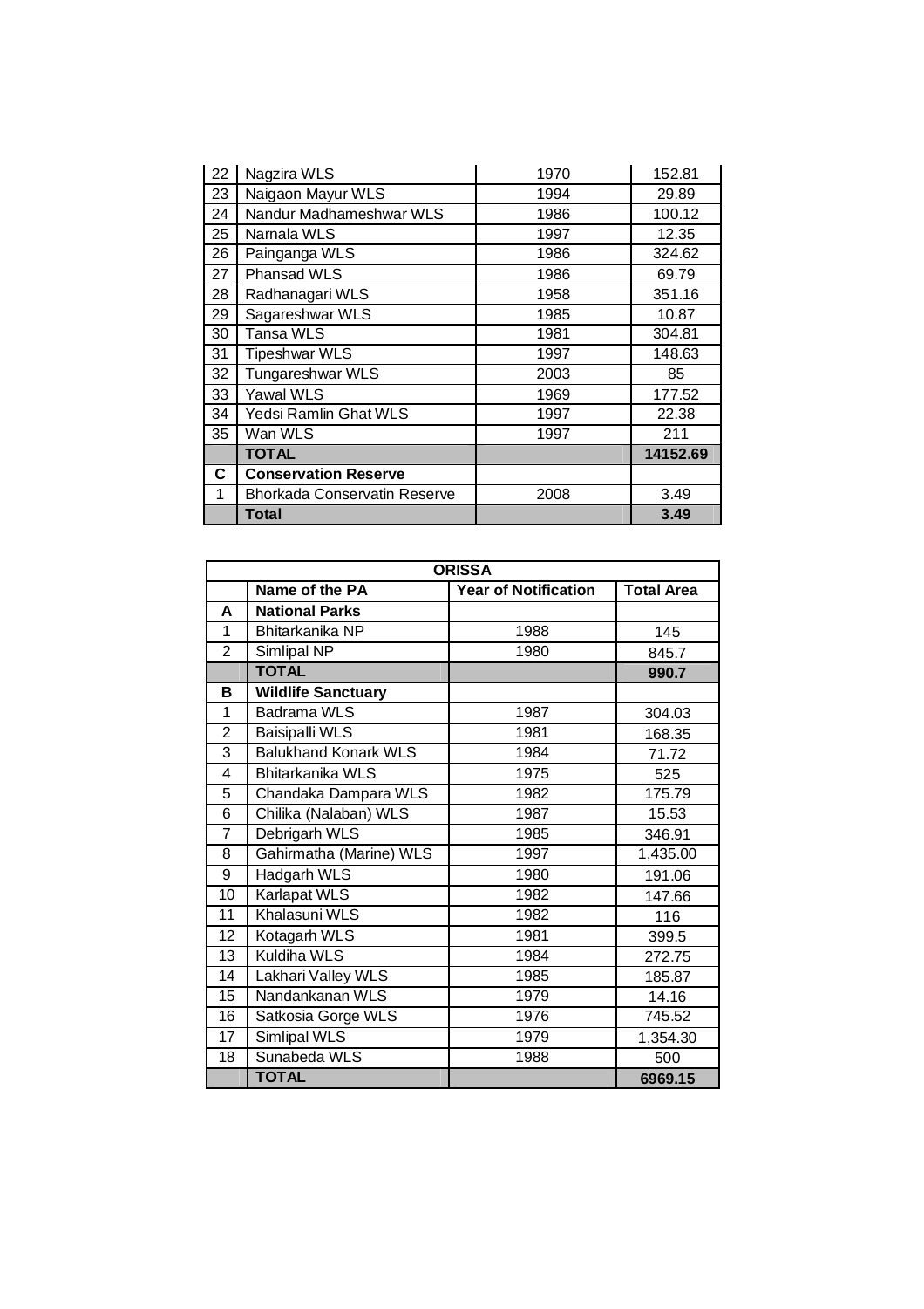| | | | |
|---|---|---|---|
| 22 | Nagzira WLS | 1970 | 152.81 |
| 23 | Naigaon Mayur WLS | 1994 | 29.89 |
| 24 | Nandur Madhameshwar WLS | 1986 | 100.12 |
| 25 | Narnala WLS | 1997 | 12.35 |
| 26 | Painganga WLS | 1986 | 324.62 |
| 27 | Phansad WLS | 1986 | 69.79 |
| 28 | Radhanagari WLS | 1958 | 351.16 |
| 29 | Sagareshwar WLS | 1985 | 10.87 |
| 30 | Tansa WLS | 1981 | 304.81 |
| 31 | Tipeshwar WLS | 1997 | 148.63 |
| 32 | Tungareshwar WLS | 2003 | 85 |
| 33 | Yawal WLS | 1969 | 177.52 |
| 34 | Yedsi Ramlin Ghat WLS | 1997 | 22.38 |
| 35 | Wan WLS | 1997 | 211 |
| | **TOTAL** | | **14152.69** |
| **C** | **Conservation Reserve** | | |
| 1 | Bhorkada Conservatin Reserve | 2008 | 3.49 |
| | **Total** | | **3.49** |

| **ORISSA** | | | |
|---|---|---|---|
| | **Name of the PA** | **Year of Notification** | **Total Area** |
| **A** | **National Parks** | | |
| 1 | Bhitarkanika NP | 1988 | 145 |
| 2 | Simlipal NP | 1980 | 845.7 |
| | **TOTAL** | | **990.7** |
| **B** | **Wildlife Sanctuary** | | |
| 1 | Badrama WLS | 1987 | 304.03 |
| 2 | Baisipalli WLS | 1981 | 168.35 |
| 3 | Balukhand Konark WLS | 1984 | 71.72 |
| 4 | Bhitarkanika WLS | 1975 | 525 |
| 5 | Chandaka Dampara WLS | 1982 | 175.79 |
| 6 | Chilika (Nalaban) WLS | 1987 | 15.53 |
| 7 | Debrigarh WLS | 1985 | 346.91 |
| 8 | Gahirmatha (Marine) WLS | 1997 | 1,435.00 |
| 9 | Hadgarh WLS | 1980 | 191.06 |
| 10 | Karlapat WLS | 1982 | 147.66 |
| 11 | Khalasuni WLS | 1982 | 116 |
| 12 | Kotagarh WLS | 1981 | 399.5 |
| 13 | Kuldiha WLS | 1984 | 272.75 |
| 14 | Lakhari Valley WLS | 1985 | 185.87 |
| 15 | Nandankanan WLS | 1979 | 14.16 |
| 16 | Satkosia Gorge WLS | 1976 | 745.52 |
| 17 | Simlipal WLS | 1979 | 1,354.30 |
| 18 | Sunabeda WLS | 1988 | 500 |
| | **TOTAL** | | **6969.15** |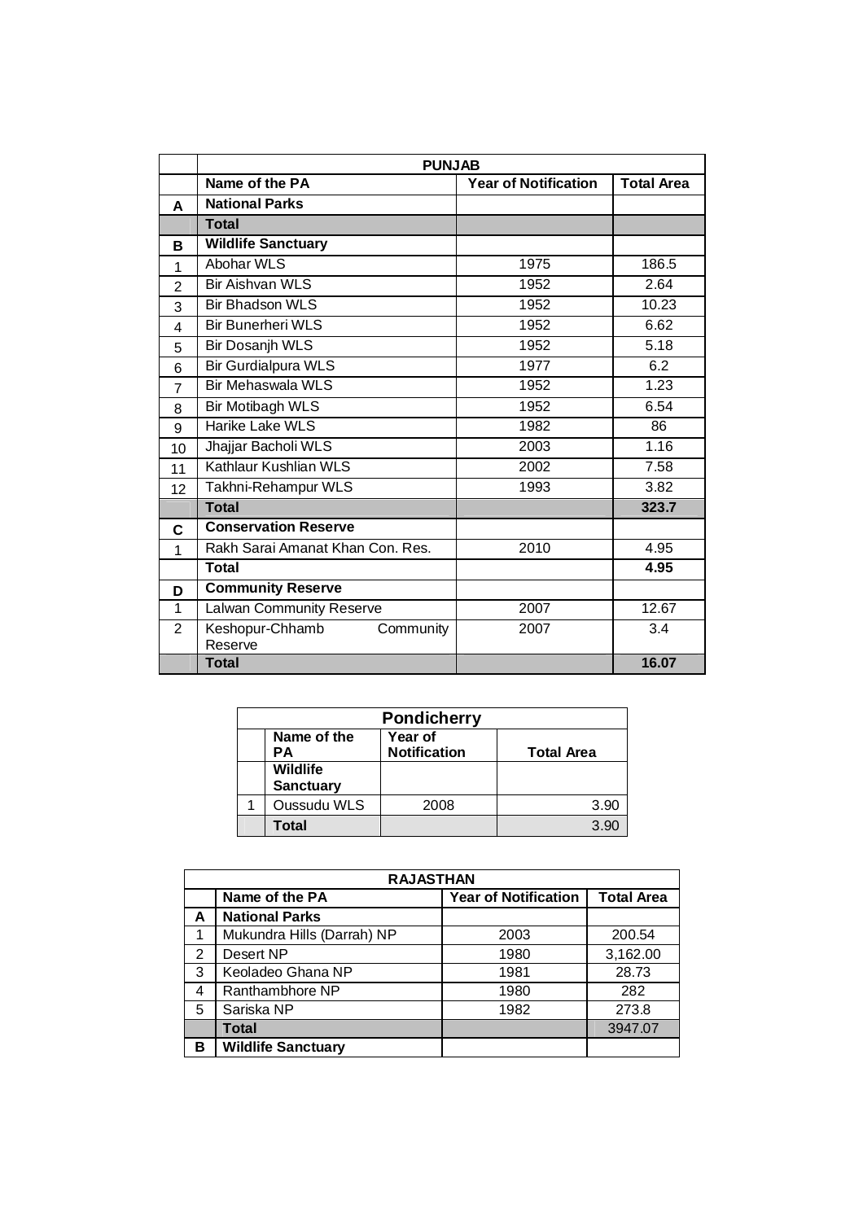| | PUNJAB | | |
|---|---|---|---|
| | **Name of the PA** | **Year of Notification** | **Total Area** |
| **A** | **National Parks** | | |
| | **Total** | | |
| **B** | **Wildlife Sanctuary** | | |
| 1 | Abohar WLS | 1975 | 186.5 |
| 2 | Bir Aishvan WLS | 1952 | 2.64 |
| 3 | Bir Bhadson WLS | 1952 | 10.23 |
| 4 | Bir Bunerheri WLS | 1952 | 6.62 |
| 5 | Bir Dosanjh WLS | 1952 | 5.18 |
| 6 | Bir Gurdialpura WLS | 1977 | 6.2 |
| 7 | Bir Mehaswala WLS | 1952 | 1.23 |
| 8 | Bir Motibagh WLS | 1952 | 6.54 |
| 9 | Harike Lake WLS | 1982 | 86 |
| 10 | Jhajjar Bacholi WLS | 2003 | 1.16 |
| 11 | Kathlaur Kushlian WLS | 2002 | 7.58 |
| 12 | Takhni-Rehampur WLS | 1993 | 3.82 |
| | **Total** | | **323.7** |
| **C** | **Conservation Reserve** | | |
| 1 | Rakh Sarai Amanat Khan Con. Res. | 2010 | 4.95 |
| | **Total** | | **4.95** |
| **D** | **Community Reserve** | | |
| 1 | Lalwan Community Reserve | 2007 | 12.67 |
| 2 | Keshopur-Chhamb Community Reserve | 2007 | 3.4 |
| | **Total** | | **16.07** |

| | Pondicherry | | |
|---|---|---|---|
| | **Name of the PA** | **Year of Notification** | **Total Area** |
| | **Wildlife Sanctuary** | | |
| 1 | Oussudu WLS | 2008 | 3.90 |
| | **Total** | | 3.90 |

| | RAJASTHAN | | |
|---|---|---|---|
| | **Name of the PA** | **Year of Notification** | **Total Area** |
| **A** | **National Parks** | | |
| 1 | Mukundra Hills (Darrah) NP | 2003 | 200.54 |
| 2 | Desert NP | 1980 | 3,162.00 |
| 3 | Keoladeo Ghana NP | 1981 | 28.73 |
| 4 | Ranthambhore NP | 1980 | 282 |
| 5 | Sariska NP | 1982 | 273.8 |
| | **Total** | | 3947.07 |
| **B** | **Wildlife Sanctuary** | | |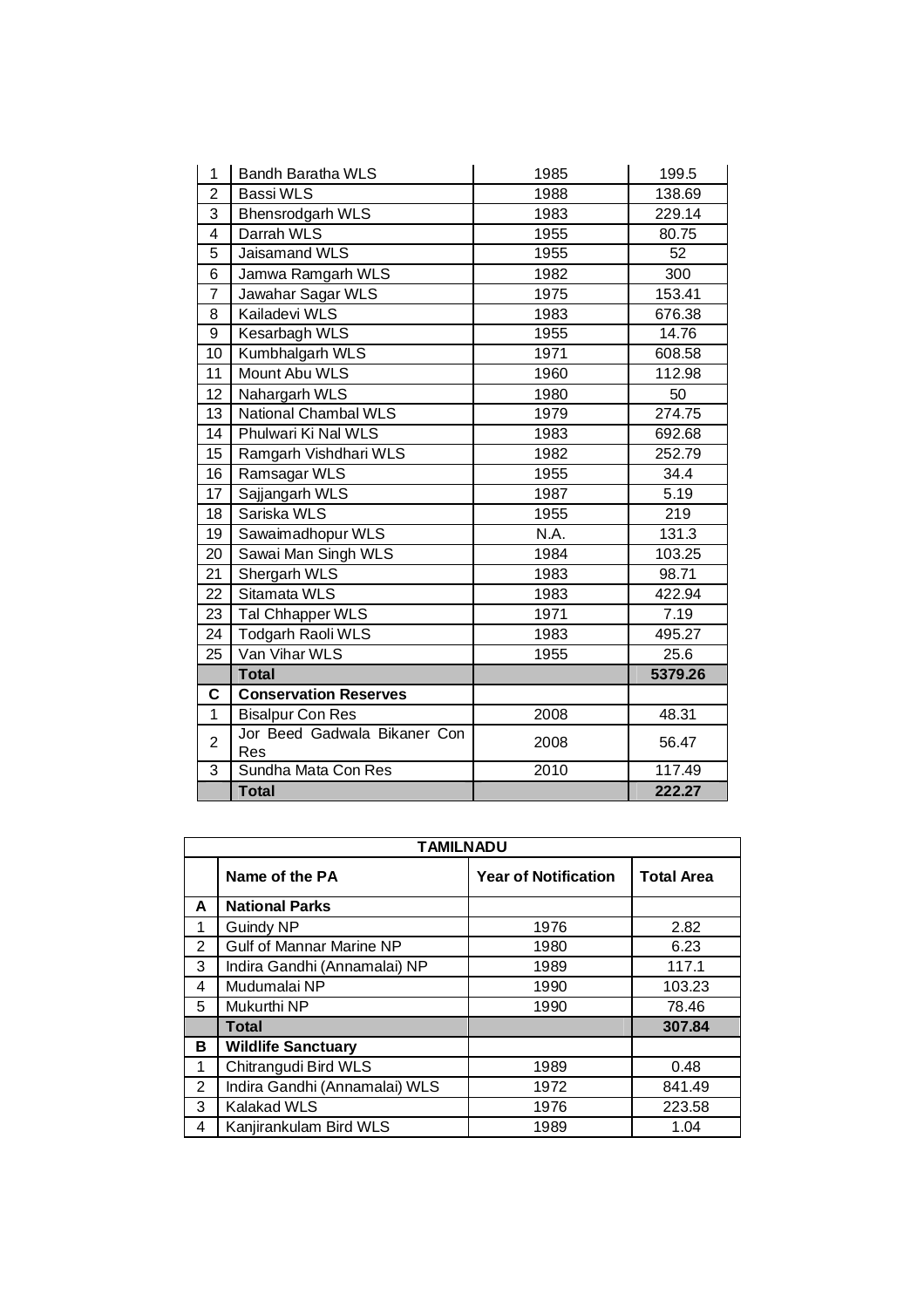| | | | |
|---|---|---|---|
| 1 | Bandh Baratha WLS | 1985 | 199.5 |
| 2 | Bassi WLS | 1988 | 138.69 |
| 3 | Bhensrodgarh WLS | 1983 | 229.14 |
| 4 | Darrah WLS | 1955 | 80.75 |
| 5 | Jaisamand WLS | 1955 | 52 |
| 6 | Jamwa Ramgarh WLS | 1982 | 300 |
| 7 | Jawahar Sagar WLS | 1975 | 153.41 |
| 8 | Kailadevi WLS | 1983 | 676.38 |
| 9 | Kesarbagh WLS | 1955 | 14.76 |
| 10 | Kumbhalgarh WLS | 1971 | 608.58 |
| 11 | Mount Abu WLS | 1960 | 112.98 |
| 12 | Nahargarh WLS | 1980 | 50 |
| 13 | National Chambal WLS | 1979 | 274.75 |
| 14 | Phulwari Ki Nal WLS | 1983 | 692.68 |
| 15 | Ramgarh Vishdhari WLS | 1982 | 252.79 |
| 16 | Ramsagar WLS | 1955 | 34.4 |
| 17 | Sajjangarh WLS | 1987 | 5.19 |
| 18 | Sariska WLS | 1955 | 219 |
| 19 | Sawaimadhopur WLS | N.A. | 131.3 |
| 20 | Sawai Man Singh WLS | 1984 | 103.25 |
| 21 | Shergarh WLS | 1983 | 98.71 |
| 22 | Sitamata WLS | 1983 | 422.94 |
| 23 | Tal Chhapper WLS | 1971 | 7.19 |
| 24 | Todgarh Raoli WLS | 1983 | 495.27 |
| 25 | Van Vihar WLS | 1955 | 25.6 |
| | **Total** | | **5379.26** |
| **C** | **Conservation Reserves** | | |
| 1 | Bisalpur Con Res | 2008 | 48.31 |
| 2 | Jor Beed Gadwala Bikaner Con Res | 2008 | 56.47 |
| 3 | Sundha Mata Con Res | 2010 | 117.49 |
| | **Total** | | **222.27** |

| **TAMILNADU** | | | |
|---|---|---|---|
| | **Name of the PA** | **Year of Notification** | **Total Area** |
| **A** | **National Parks** | | |
| 1 | Guindy NP | 1976 | 2.82 |
| 2 | Gulf of Mannar Marine NP | 1980 | 6.23 |
| 3 | Indira Gandhi (Annamalai) NP | 1989 | 117.1 |
| 4 | Mudumalai NP | 1990 | 103.23 |
| 5 | Mukurthi NP | 1990 | 78.46 |
| | **Total** | | **307.84** |
| **B** | **Wildlife Sanctuary** | | |
| 1 | Chitrangudi Bird WLS | 1989 | 0.48 |
| 2 | Indira Gandhi (Annamalai) WLS | 1972 | 841.49 |
| 3 | Kalakad WLS | 1976 | 223.58 |
| 4 | Kanjirankulam Bird WLS | 1989 | 1.04 |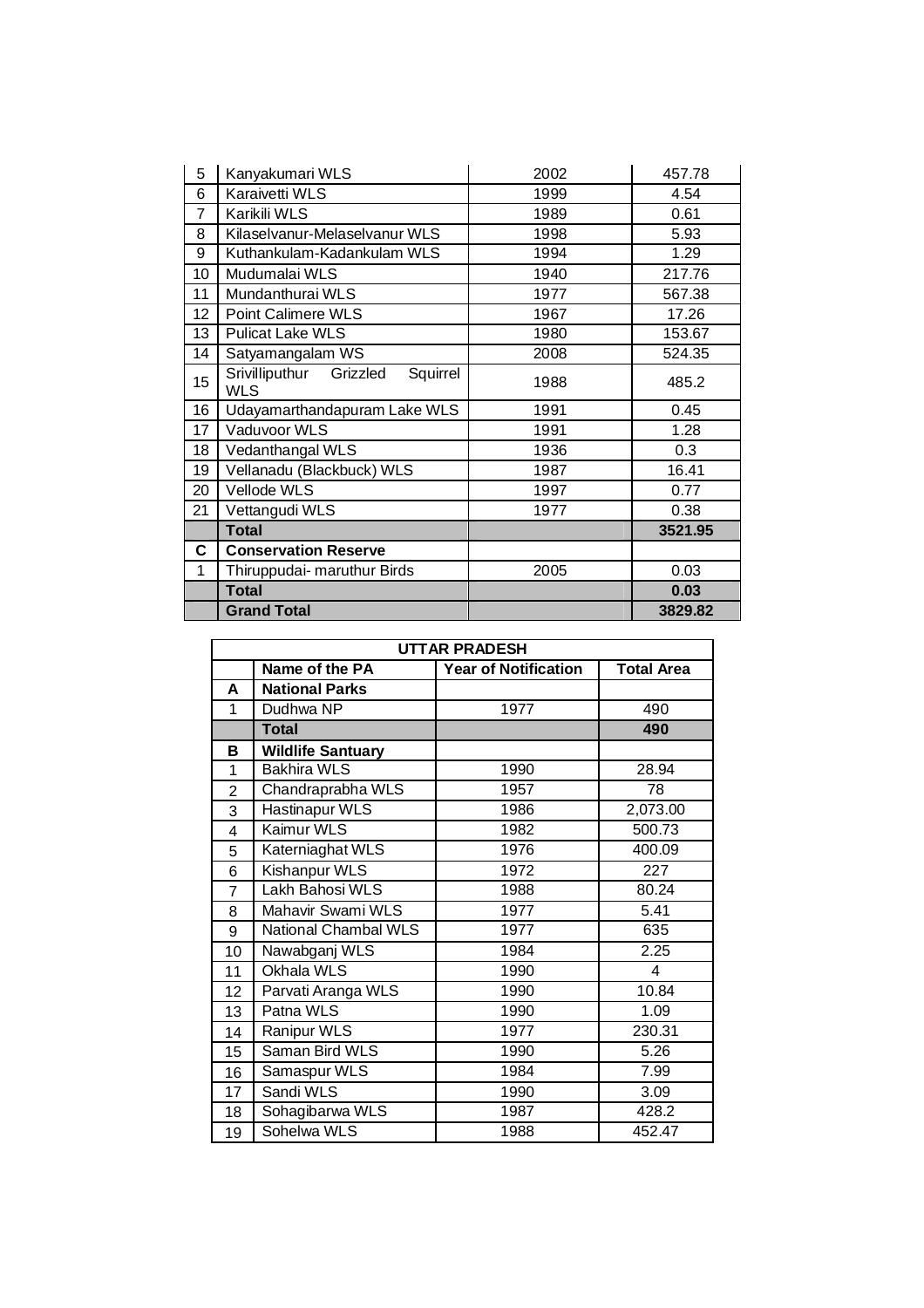| | | | |
|---|---|---|---|
| 5 | Kanyakumari WLS | 2002 | 457.78 |
| 6 | Karaivetti WLS | 1999 | 4.54 |
| 7 | Karikili WLS | 1989 | 0.61 |
| 8 | Kilaselvanur-Melaselvanur WLS | 1998 | 5.93 |
| 9 | Kuthankulam-Kadankulam WLS | 1994 | 1.29 |
| 10 | Mudumalai WLS | 1940 | 217.76 |
| 11 | Mundanthurai WLS | 1977 | 567.38 |
| 12 | Point Calimere WLS | 1967 | 17.26 |
| 13 | Pulicat Lake WLS | 1980 | 153.67 |
| 14 | Satyamangalam WS | 2008 | 524.35 |
| 15 | Srivilliputhur Grizzled Squirrel WLS | 1988 | 485.2 |
| 16 | Udayamarthandapuram Lake WLS | 1991 | 0.45 |
| 17 | Vaduvoor WLS | 1991 | 1.28 |
| 18 | Vedanthangal WLS | 1936 | 0.3 |
| 19 | Vellanadu (Blackbuck) WLS | 1987 | 16.41 |
| 20 | Vellode WLS | 1997 | 0.77 |
| 21 | Vettangudi WLS | 1977 | 0.38 |
| | **Total** | | **3521.95** |
| **C** | **Conservation Reserve** | | |
| 1 | Thiruppudai- maruthur Birds | 2005 | 0.03 |
| | **Total** | | **0.03** |
| | **Grand Total** | | **3829.82** |

| **UTTAR PRADESH** | | | |
|---|---|---|---|
| | **Name of the PA** | **Year of Notification** | **Total Area** |
| **A** | **National Parks** | | |
| 1 | Dudhwa NP | 1977 | 490 |
| | **Total** | | **490** |
| **B** | **Wildlife Santuary** | | |
| 1 | Bakhira WLS | 1990 | 28.94 |
| 2 | Chandraprabha WLS | 1957 | 78 |
| 3 | Hastinapur WLS | 1986 | 2,073.00 |
| 4 | Kaimur WLS | 1982 | 500.73 |
| 5 | Katerniaghat WLS | 1976 | 400.09 |
| 6 | Kishanpur WLS | 1972 | 227 |
| 7 | Lakh Bahosi WLS | 1988 | 80.24 |
| 8 | Mahavir Swami WLS | 1977 | 5.41 |
| 9 | National Chambal WLS | 1977 | 635 |
| 10 | Nawabganj WLS | 1984 | 2.25 |
| 11 | Okhala WLS | 1990 | 4 |
| 12 | Parvati Aranga WLS | 1990 | 10.84 |
| 13 | Patna WLS | 1990 | 1.09 |
| 14 | Ranipur WLS | 1977 | 230.31 |
| 15 | Saman Bird WLS | 1990 | 5.26 |
| 16 | Samaspur WLS | 1984 | 7.99 |
| 17 | Sandi WLS | 1990 | 3.09 |
| 18 | Sohagibarwa WLS | 1987 | 428.2 |
| 19 | Sohelwa WLS | 1988 | 452.47 |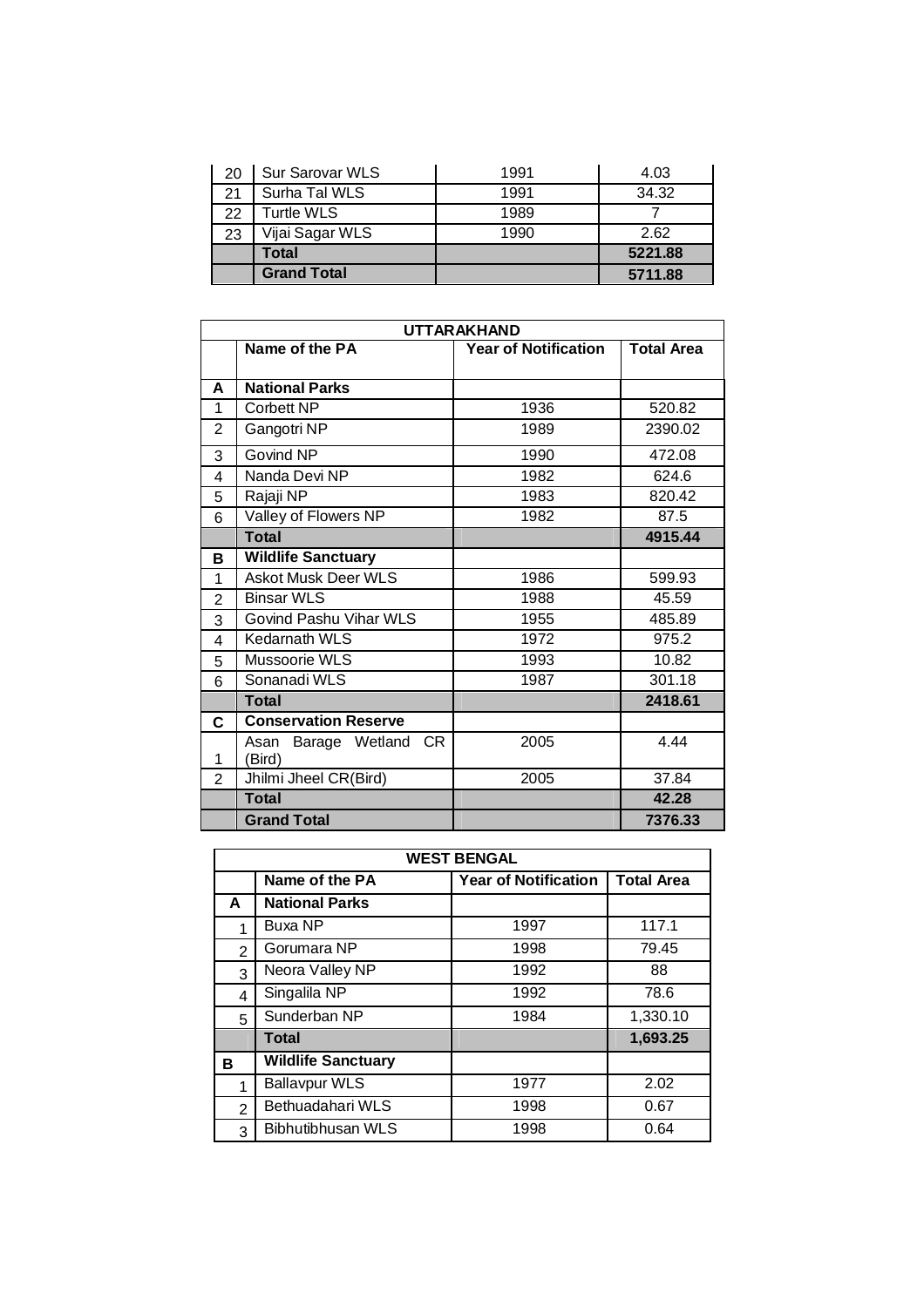| | | | |
|---|---|---|---|
| 20 | Sur Sarovar WLS | 1991 | 4.03 |
| 21 | Surha Tal WLS | 1991 | 34.32 |
| 22 | Turtle WLS | 1989 | 7 |
| 23 | Vijai Sagar WLS | 1990 | 2.62 |
| | **Total** | | **5221.88** |
| | **Grand Total** | | **5711.88** |

| **UTTARAKHAND** | | | |
|---|---|---|---|
| | **Name of the PA** | **Year of Notification** | **Total Area** |
| **A** | **National Parks** | | |
| 1 | Corbett NP | 1936 | 520.82 |
| 2 | Gangotri NP | 1989 | 2390.02 |
| 3 | Govind NP | 1990 | 472.08 |
| 4 | Nanda Devi NP | 1982 | 624.6 |
| 5 | Rajaji NP | 1983 | 820.42 |
| 6 | Valley of Flowers NP | 1982 | 87.5 |
| | **Total** | | **4915.44** |
| **B** | **Wildlife Sanctuary** | | |
| 1 | Askot Musk Deer WLS | 1986 | 599.93 |
| 2 | Binsar WLS | 1988 | 45.59 |
| 3 | Govind Pashu Vihar WLS | 1955 | 485.89 |
| 4 | Kedarnath WLS | 1972 | 975.2 |
| 5 | Mussoorie WLS | 1993 | 10.82 |
| 6 | Sonanadi WLS | 1987 | 301.18 |
| | **Total** | | **2418.61** |
| **C** | **Conservation Reserve** | | |
| 1 | Asan Barage Wetland CR (Bird) | 2005 | 4.44 |
| 2 | Jhilmi Jheel CR(Bird) | 2005 | 37.84 |
| | **Total** | | **42.28** |
| | **Grand Total** | | **7376.33** |

| **WEST BENGAL** | | | |
|---|---|---|---|
| | **Name of the PA** | **Year of Notification** | **Total Area** |
| **A** | **National Parks** | | |
| 1 | Buxa NP | 1997 | 117.1 |
| 2 | Gorumara NP | 1998 | 79.45 |
| 3 | Neora Valley NP | 1992 | 88 |
| 4 | Singalila NP | 1992 | 78.6 |
| 5 | Sunderban NP | 1984 | 1,330.10 |
| | **Total** | | **1,693.25** |
| **B** | **Wildlife Sanctuary** | | |
| 1 | Ballavpur WLS | 1977 | 2.02 |
| 2 | Bethuadahari WLS | 1998 | 0.67 |
| 3 | Bibhutibhusan WLS | 1998 | 0.64 |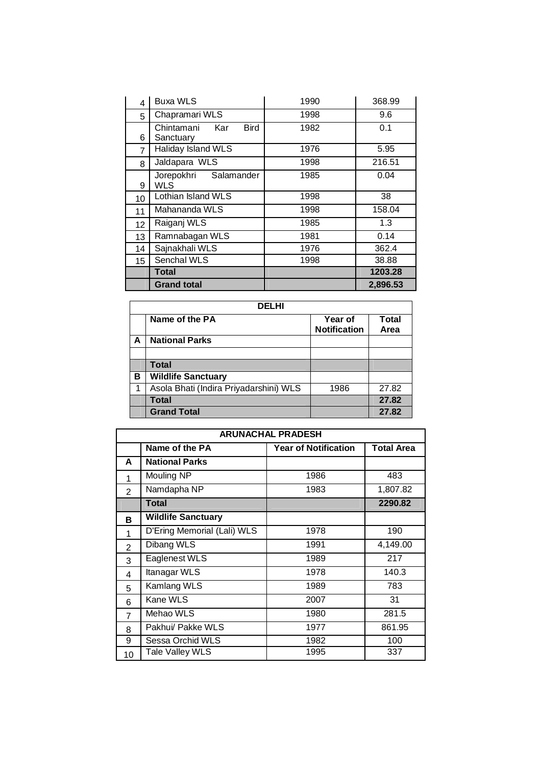| | | | |
|---|---|---|---|
| 4 | Buxa WLS | 1990 | 368.99 |
| 5 | Chapramari WLS | 1998 | 9.6 |
| 6 | Chintamani Kar Bird Sanctuary | 1982 | 0.1 |
| 7 | Haliday Island WLS | 1976 | 5.95 |
| 8 | Jaldapara WLS | 1998 | 216.51 |
| 9 | Jorepokhri Salamander WLS | 1985 | 0.04 |
| 10 | Lothian Island WLS | 1998 | 38 |
| 11 | Mahananda WLS | 1998 | 158.04 |
| 12 | Raiganj WLS | 1985 | 1.3 |
| 13 | Ramnabagan WLS | 1981 | 0.14 |
| 14 | Sajnakhali WLS | 1976 | 362.4 |
| 15 | Senchal WLS | 1998 | 38.88 |
| | **Total** | | **1203.28** |
| | **Grand total** | | **2,896.53** |

| **DELHI** | | | |
|---|---|---|---|
| | **Name of the PA** | **Year of Notification** | **Total Area** |
| **A** | **National Parks** | | |
| | | | |
| | **Total** | | |
| **B** | **Wildlife Sanctuary** | | |
| 1 | Asola Bhati (Indira Priyadarshini) WLS | 1986 | 27.82 |
| | **Total** | | **27.82** |
| | **Grand Total** | | **27.82** |

| **ARUNACHAL PRADESH** | | | |
|---|---|---|---|
| | **Name of the PA** | **Year of Notification** | **Total Area** |
| **A** | **National Parks** | | |
| 1 | Mouling NP | 1986 | 483 |
| 2 | Namdapha NP | 1983 | 1,807.82 |
| | **Total** | | **2290.82** |
| **B** | **Wildlife Sanctuary** | | |
| 1 | D'Ering Memorial (Lali) WLS | 1978 | 190 |
| 2 | Dibang WLS | 1991 | 4,149.00 |
| 3 | Eaglenest WLS | 1989 | 217 |
| 4 | Itanagar WLS | 1978 | 140.3 |
| 5 | Kamlang WLS | 1989 | 783 |
| 6 | Kane WLS | 2007 | 31 |
| 7 | Mehao WLS | 1980 | 281.5 |
| 8 | Pakhui/ Pakke WLS | 1977 | 861.95 |
| 9 | Sessa Orchid WLS | 1982 | 100 |
| 10 | Tale Valley WLS | 1995 | 337 |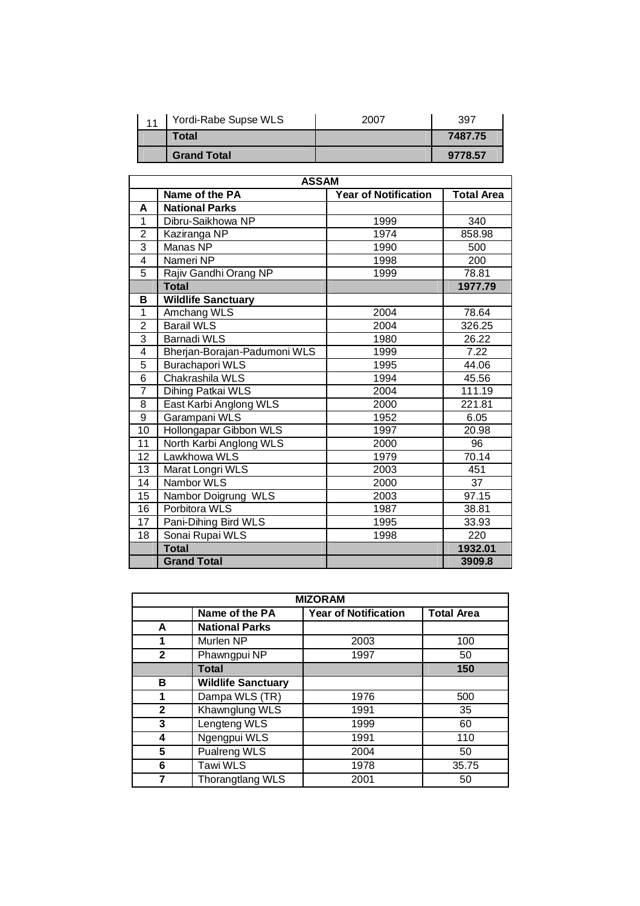| 11 | Yordi-Rabe Supse WLS | 2007 | 397 |
|---|---|---|---|
| | **Total** | | **7487.75** |
| | **Grand Total** | | **9778.57** |

| **ASSAM** | | | |
|---|---|---|---|
| | **Name of the PA** | **Year of Notification** | **Total Area** |
| **A** | **National Parks** | | |
| 1 | Dibru-Saikhowa NP | 1999 | 340 |
| 2 | Kaziranga NP | 1974 | 858.98 |
| 3 | Manas NP | 1990 | 500 |
| 4 | Nameri NP | 1998 | 200 |
| 5 | Rajiv Gandhi Orang NP | 1999 | 78.81 |
| | **Total** | | **1977.79** |
| **B** | **Wildlife Sanctuary** | | |
| 1 | Amchang WLS | 2004 | 78.64 |
| 2 | Barail WLS | 2004 | 326.25 |
| 3 | Barnadi WLS | 1980 | 26.22 |
| 4 | Bherjan-Borajan-Padumoni WLS | 1999 | 7.22 |
| 5 | Burachapori WLS | 1995 | 44.06 |
| 6 | Chakrashila WLS | 1994 | 45.56 |
| 7 | Dihing Patkai WLS | 2004 | 111.19 |
| 8 | East Karbi Anglong WLS | 2000 | 221.81 |
| 9 | Garampani WLS | 1952 | 6.05 |
| 10 | Hollongapar Gibbon WLS | 1997 | 20.98 |
| 11 | North Karbi Anglong WLS | 2000 | 96 |
| 12 | Lawkhowa WLS | 1979 | 70.14 |
| 13 | Marat Longri WLS | 2003 | 451 |
| 14 | Nambor WLS | 2000 | 37 |
| 15 | Nambor Doigrung WLS | 2003 | 97.15 |
| 16 | Porbitora WLS | 1987 | 38.81 |
| 17 | Pani-Dihing Bird WLS | 1995 | 33.93 |
| 18 | Sonai Rupai WLS | 1998 | 220 |
| | **Total** | | **1932.01** |
| | **Grand Total** | | **3909.8** |

| **MIZORAM** | | | |
|---|---|---|---|
| | **Name of the PA** | **Year of Notification** | **Total Area** |
| **A** | **National Parks** | | |
| **1** | Murlen NP | 2003 | 100 |
| **2** | Phawngpui NP | 1997 | 50 |
| | **Total** | | **150** |
| **B** | **Wildlife Sanctuary** | | |
| **1** | Dampa WLS (TR) | 1976 | 500 |
| **2** | Khawnglung WLS | 1991 | 35 |
| **3** | Lengteng WLS | 1999 | 60 |
| **4** | Ngengpui WLS | 1991 | 110 |
| **5** | Pualreng WLS | 2004 | 50 |
| **6** | Tawi WLS | 1978 | 35.75 |
| **7** | Thorangtlang WLS | 2001 | 50 |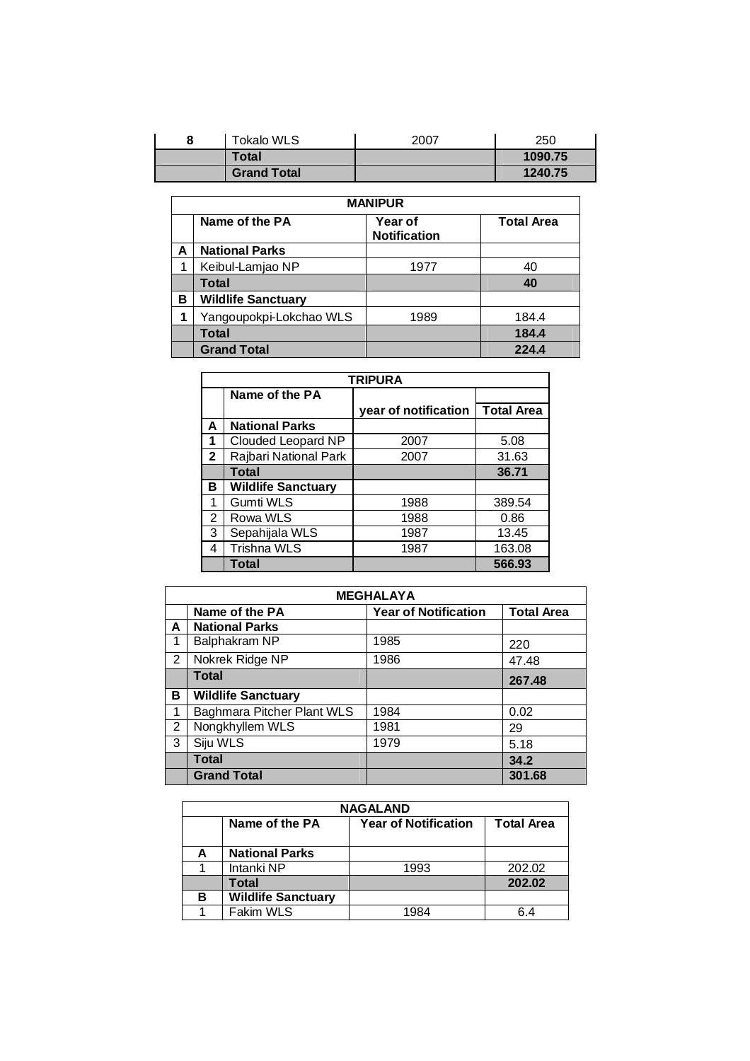| | | | |
|---|---|---|---|
| 8 | Tokalo WLS | 2007 | 250 |
| | **Total** | | **1090.75** |
| | **Grand Total** | | **1240.75** |

| **MANIPUR** | | | |
|---|---|---|---|
| | **Name of the PA** | **Year of Notification** | **Total Area** |
| **A** | **National Parks** | | |
| 1 | Keibul-Lamjao NP | 1977 | 40 |
| | **Total** | | **40** |
| **B** | **Wildlife Sanctuary** | | |
| **1** | Yangoupokpi-Lokchao WLS | 1989 | 184.4 |
| | **Total** | | **184.4** |
| | **Grand Total** | | **224.4** |

| **TRIPURA** | | | |
|---|---|---|---|
| | **Name of the PA** | **year of notification** | **Total Area** |
| **A** | **National Parks** | | |
| **1** | Clouded Leopard NP | 2007 | 5.08 |
| **2** | Rajbari National Park | 2007 | 31.63 |
| | **Total** | | **36.71** |
| **B** | **Wildlife Sanctuary** | | |
| 1 | Gumti WLS | 1988 | 389.54 |
| 2 | Rowa WLS | 1988 | 0.86 |
| 3 | Sepahijala WLS | 1987 | 13.45 |
| 4 | Trishna WLS | 1987 | 163.08 |
| | **Total** | | **566.93** |

| **MEGHALAYA** | | | |
|---|---|---|---|
| | **Name of the PA** | **Year of Notification** | **Total Area** |
| **A** | **National Parks** | | |
| 1 | Balphakram NP | 1985 | 220 |
| 2 | Nokrek Ridge NP | 1986 | 47.48 |
| | **Total** | | **267.48** |
| **B** | **Wildlife Sanctuary** | | |
| 1 | Baghmara Pitcher Plant WLS | 1984 | 0.02 |
| 2 | Nongkhyllem WLS | 1981 | 29 |
| 3 | Siju WLS | 1979 | 5.18 |
| | **Total** | | **34.2** |
| | **Grand Total** | | **301.68** |

| **NAGALAND** | | | |
|---|---|---|---|
| | **Name of the PA** | **Year of Notification** | **Total Area** |
| **A** | **National Parks** | | |
| 1 | Intanki NP | 1993 | 202.02 |
| | **Total** | | **202.02** |
| **B** | **Wildlife Sanctuary** | | |
| 1 | Fakim WLS | 1984 | 6.4 |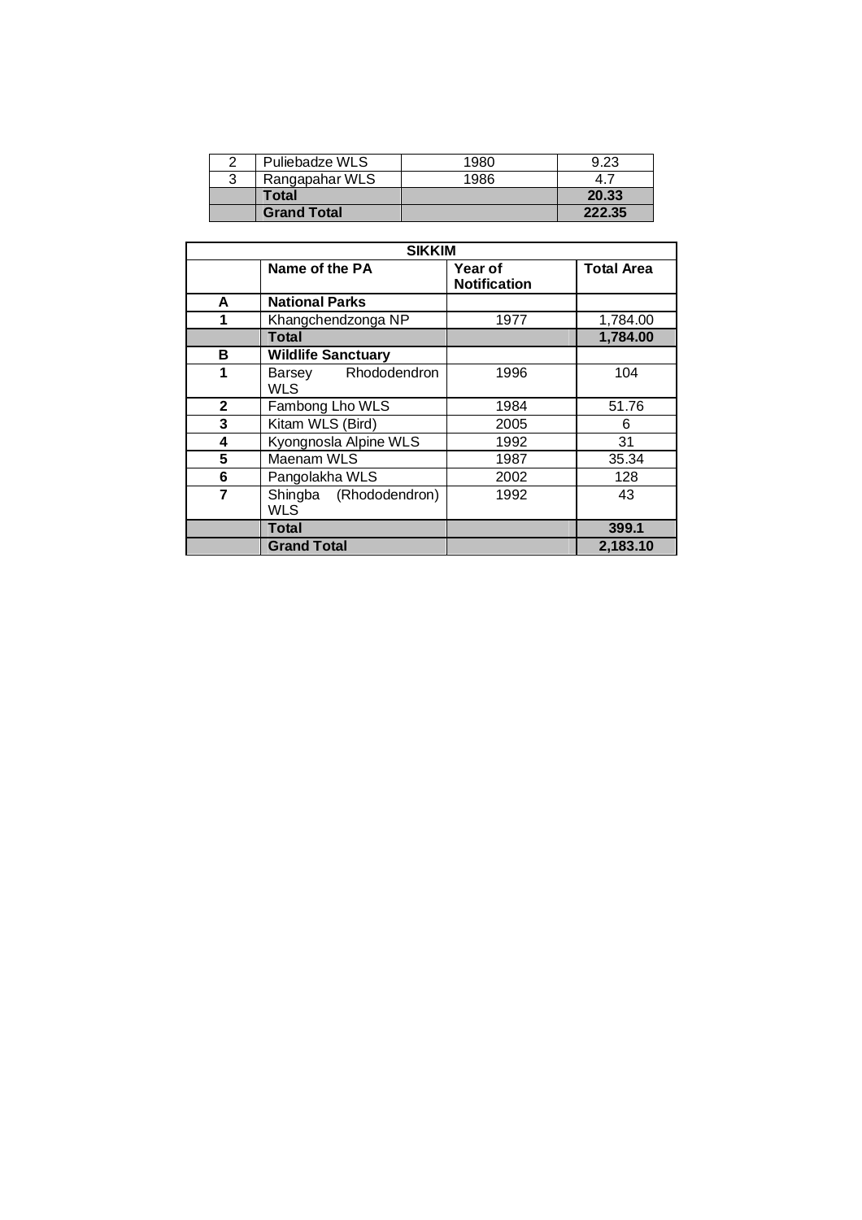| | | | |
|---|---|---|---|
| 2 | Puliebadze WLS | 1980 | 9.23 |
| 3 | Rangapahar WLS | 1986 | 4.7 |
| | **Total** | | **20.33** |
| | **Grand Total** | | **222.35** |

| **SIKKIM** | | | |
|---|---|---|---|
| | **Name of the PA** | **Year of Notification** | **Total Area** |
| **A** | **National Parks** | | |
| **1** | Khangchendzonga NP | 1977 | 1,784.00 |
| | **Total** | | **1,784.00** |
| **B** | **Wildlife Sanctuary** | | |
| **1** | Barsey Rhododendron WLS | 1996 | 104 |
| **2** | Fambong Lho WLS | 1984 | 51.76 |
| **3** | Kitam WLS (Bird) | 2005 | 6 |
| **4** | Kyongnosla Alpine WLS | 1992 | 31 |
| **5** | Maenam WLS | 1987 | 35.34 |
| **6** | Pangolakha WLS | 2002 | 128 |
| **7** | Shingba (Rhododendron) WLS | 1992 | 43 |
| | **Total** | | **399.1** |
| | **Grand Total** | | **2,183.10** |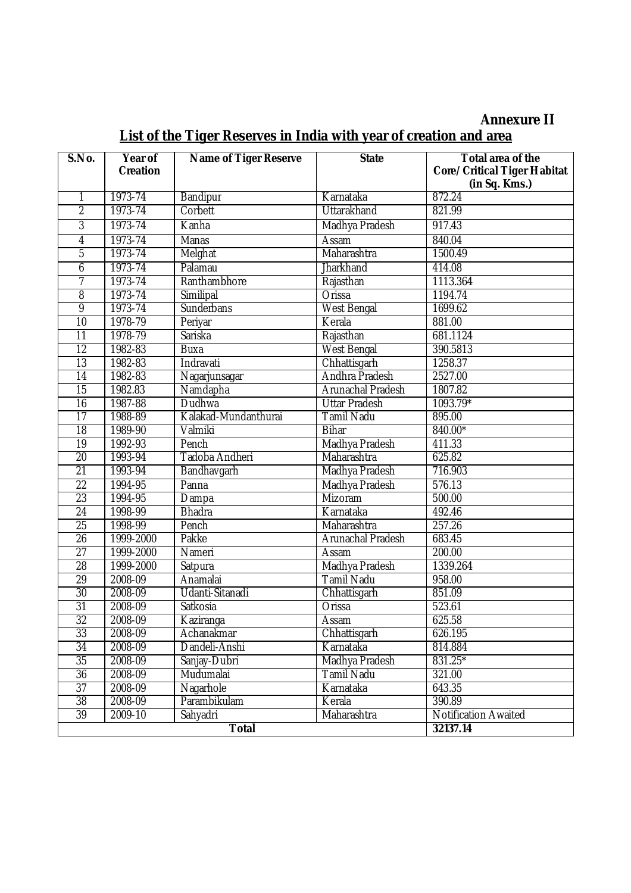**Annexure II**

## List of the Tiger Reserves in India with year of creation and area

| S.No. | Year of Creation | Name of Tiger Reserve | State | Total area of the Core/Critical Tiger Habitat (in Sq. Kms.) |
|---|---|---|---|---|
| 1 | 1973-74 | Bandipur | Karnataka | 872.24 |
| 2 | 1973-74 | Corbett | Uttarakhand | 821.99 |
| 3 | 1973-74 | Kanha | Madhya Pradesh | 917.43 |
| 4 | 1973-74 | Manas | Assam | 840.04 |
| 5 | 1973-74 | Melghat | Maharashtra | 1500.49 |
| 6 | 1973-74 | Palamau | Jharkhand | 414.08 |
| 7 | 1973-74 | Ranthambhore | Rajasthan | 1113.364 |
| 8 | 1973-74 | Similipal | Orissa | 1194.74 |
| 9 | 1973-74 | Sunderbans | West Bengal | 1699.62 |
| 10 | 1978-79 | Periyar | Kerala | 881.00 |
| 11 | 1978-79 | Sariska | Rajasthan | 681.1124 |
| 12 | 1982-83 | Buxa | West Bengal | 390.5813 |
| 13 | 1982-83 | Indravati | Chhattisgarh | 1258.37 |
| 14 | 1982-83 | Nagarjunsagar | Andhra Pradesh | 2527.00 |
| 15 | 1982.83 | Namdapha | Arunachal Pradesh | 1807.82 |
| 16 | 1987-88 | Dudhwa | Uttar Pradesh | 1093.79* |
| 17 | 1988-89 | Kalakad-Mundanthurai | Tamil Nadu | 895.00 |
| 18 | 1989-90 | Valmiki | Bihar | 840.00* |
| 19 | 1992-93 | Pench | Madhya Pradesh | 411.33 |
| 20 | 1993-94 | Tadoba Andheri | Maharashtra | 625.82 |
| 21 | 1993-94 | Bandhavgarh | Madhya Pradesh | 716.903 |
| 22 | 1994-95 | Panna | Madhya Pradesh | 576.13 |
| 23 | 1994-95 | Dampa | Mizoram | 500.00 |
| 24 | 1998-99 | Bhadra | Karnataka | 492.46 |
| 25 | 1998-99 | Pench | Maharashtra | 257.26 |
| 26 | 1999-2000 | Pakke | Arunachal Pradesh | 683.45 |
| 27 | 1999-2000 | Nameri | Assam | 200.00 |
| 28 | 1999-2000 | Satpura | Madhya Pradesh | 1339.264 |
| 29 | 2008-09 | Anamalai | Tamil Nadu | 958.00 |
| 30 | 2008-09 | Udanti-Sitanadi | Chhattisgarh | 851.09 |
| 31 | 2008-09 | Satkosia | Orissa | 523.61 |
| 32 | 2008-09 | Kaziranga | Assam | 625.58 |
| 33 | 2008-09 | Achanakmar | Chhattisgarh | 626.195 |
| 34 | 2008-09 | Dandeli-Anshi | Karnataka | 814.884 |
| 35 | 2008-09 | Sanjay-Dubri | Madhya Pradesh | 831.25* |
| 36 | 2008-09 | Mudumalai | Tamil Nadu | 321.00 |
| 37 | 2008-09 | Nagarhole | Karnataka | 643.35 |
| 38 | 2008-09 | Parambikulam | Kerala | 390.89 |
| 39 | 2009-10 | Sahyadri | Maharashtra | Notification Awaited |
| **Total** | | | | **32137.14** |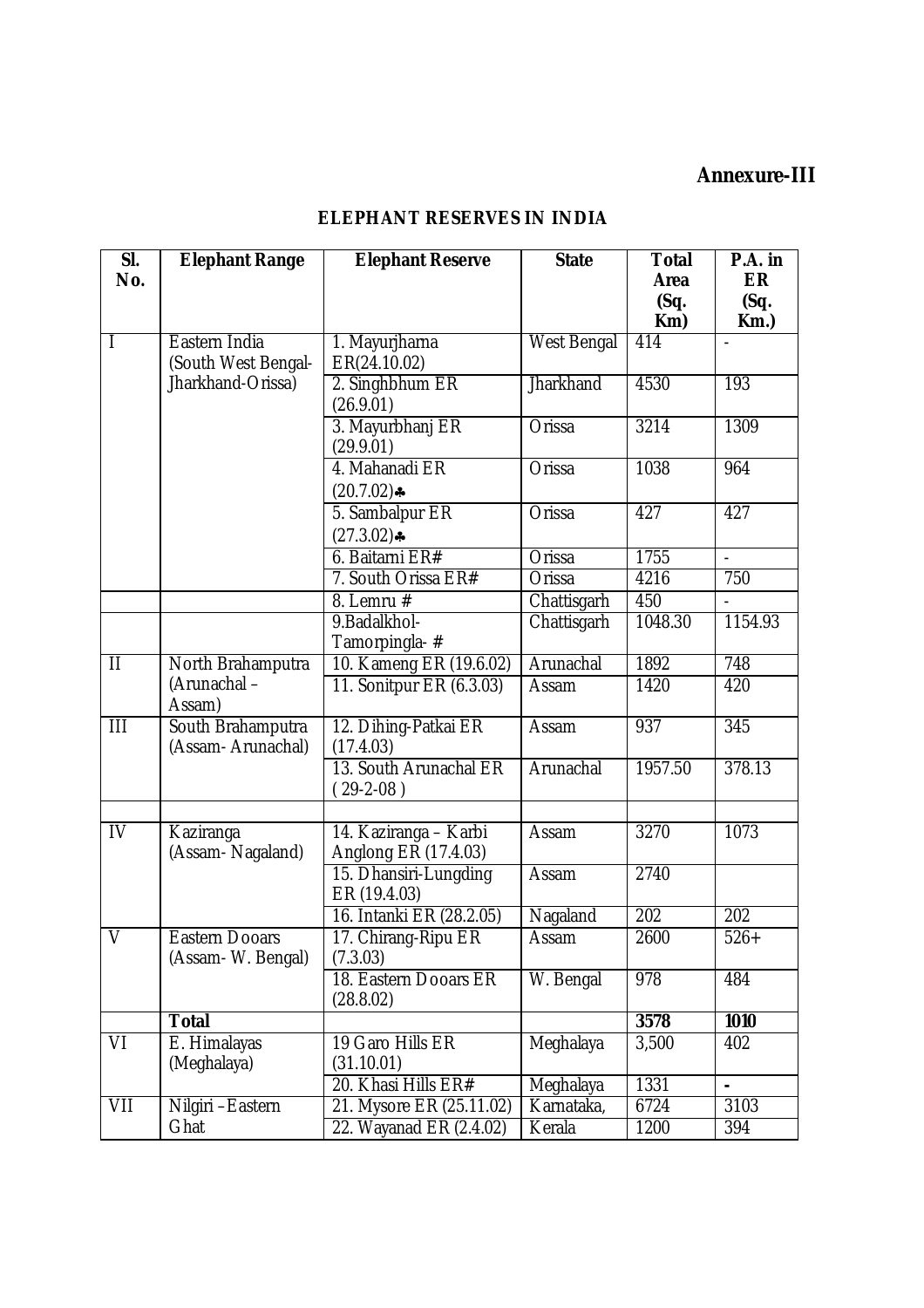**Annexure-III**

## ELEPHANT RESERVES IN INDIA

| Sl. No. | Elephant Range | Elephant Reserve | State | Total Area (Sq. Km) | P.A. in ER (Sq. Km.) |
|---|---|---|---|---|---|
| I | Eastern India (South West Bengal-Jharkhand-Orissa) | 1. Mayurjharna ER(24.10.02) | West Bengal | 414 | - |
| | | 2. Singhbhum ER (26.9.01) | Jharkhand | 4530 | 193 |
| | | 3. Mayurbhanj ER (29.9.01) | Orissa | 3214 | 1309 |
| | | 4. Mahanadi ER (20.7.02)♣ | Orissa | 1038 | 964 |
| | | 5. Sambalpur ER (27.3.02)♣ | Orissa | 427 | 427 |
| | | 6. Baitarni ER# | Orissa | 1755 | - |
| | | 7. South Orissa ER# | Orissa | 4216 | 750 |
| | | 8. Lemru # | Chattisgarh | 450 | - |
| | | 9.Badalkhol-Tamorpingla- # | Chattisgarh | 1048.30 | 1154.93 |
| II | North Brahamputra (Arunachal – Assam) | 10. Kameng ER (19.6.02) | Arunachal | 1892 | 748 |
| | | 11. Sonitpur ER (6.3.03) | Assam | 1420 | 420 |
| III | South Brahamputra (Assam- Arunachal) | 12. Dihing-Patkai ER (17.4.03) | Assam | 937 | 345 |
| | | 13. South Arunachal ER ( 29-2-08 ) | Arunachal | 1957.50 | 378.13 |
| | | | | | |
| IV | Kaziranga (Assam- Nagaland) | 14. Kaziranga – Karbi Anglong ER (17.4.03) | Assam | 3270 | 1073 |
| | | 15. Dhansiri-Lungding ER (19.4.03) | Assam | 2740 | |
| | | 16. Intanki ER (28.2.05) | Nagaland | 202 | 202 |
| V | Eastern Dooars (Assam- W. Bengal) | 17. Chirang-Ripu ER (7.3.03) | Assam | 2600 | 526+ |
| | | 18. Eastern Dooars ER (28.8.02) | W. Bengal | 978 | 484 |
| | **Total** | | | **3578** | **1010** |
| VI | E. Himalayas (Meghalaya) | 19 Garo Hills ER (31.10.01) | Meghalaya | 3,500 | 402 |
| | | 20. Khasi Hills ER# | Meghalaya | 1331 | - |
| VII | Nilgiri –Eastern Ghat | 21. Mysore ER (25.11.02) | Karnataka, | 6724 | 3103 |
| | | 22. Wayanad ER (2.4.02) | Kerala | 1200 | 394 |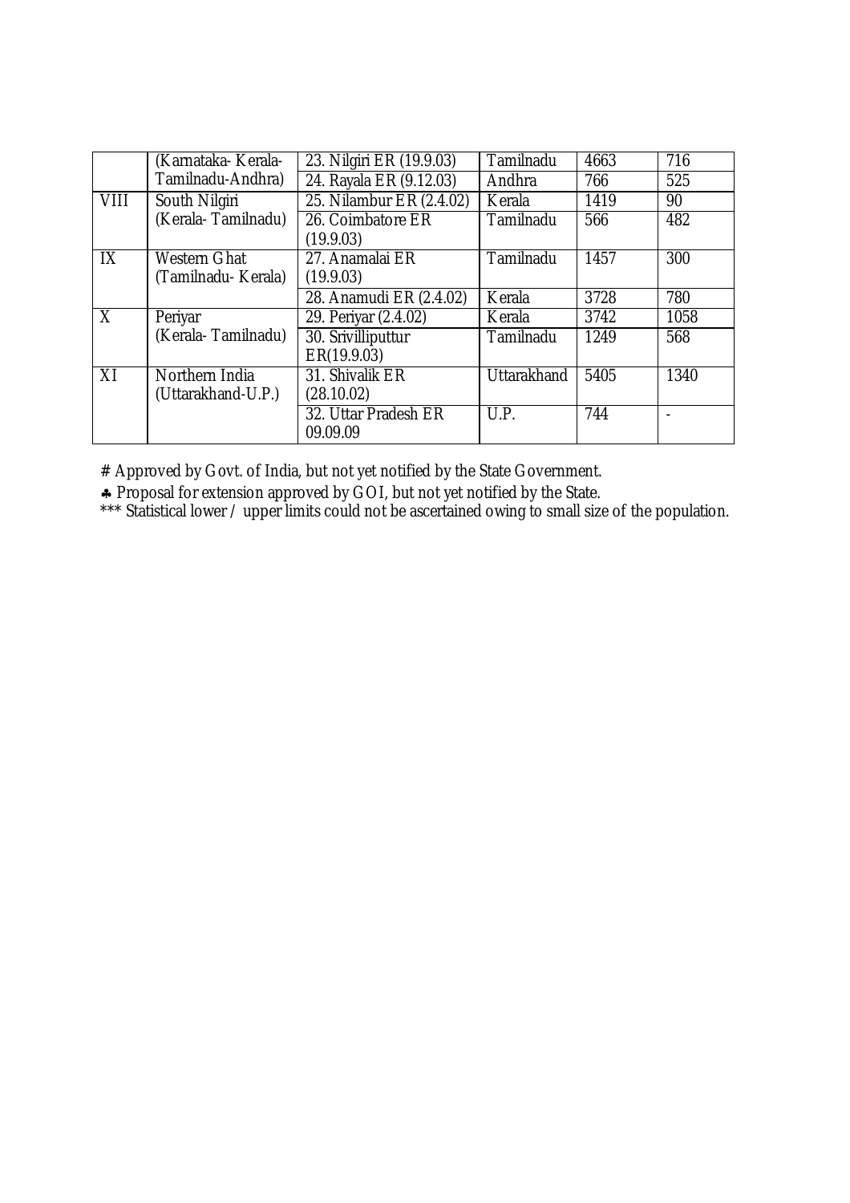| | | | | | |
|---|---|---|---|---|---|
| | (Karnataka- Kerala-Tamilnadu-Andhra) | 23. Nilgiri ER (19.9.03) | Tamilnadu | 4663 | 716 |
| | | 24. Rayala ER (9.12.03) | Andhra | 766 | 525 |
| VIII | South Nilgiri (Kerala- Tamilnadu) | 25. Nilambur ER (2.4.02) | Kerala | 1419 | 90 |
| | | 26. Coimbatore ER (19.9.03) | Tamilnadu | 566 | 482 |
| IX | Western Ghat (Tamilnadu- Kerala) | 27. Anamalai ER (19.9.03) | Tamilnadu | 1457 | 300 |
| | | 28. Anamudi ER (2.4.02) | Kerala | 3728 | 780 |
| X | Periyar (Kerala- Tamilnadu) | 29. Periyar (2.4.02) | Kerala | 3742 | 1058 |
| | | 30. Srivilliputtur ER(19.9.03) | Tamilnadu | 1249 | 568 |
| XI | Northern India (Uttarakhand-U.P.) | 31. Shivalik ER (28.10.02) | Uttarakhand | 5405 | 1340 |
| | | 32. Uttar Pradesh ER 09.09.09 | U.P. | 744 | - |

# Approved by Govt. of India, but not yet notified by the State Government.

♣ Proposal for extension approved by GOI, but not yet notified by the State.

*** Statistical lower / upper limits could not be ascertained owing to small size of the population.